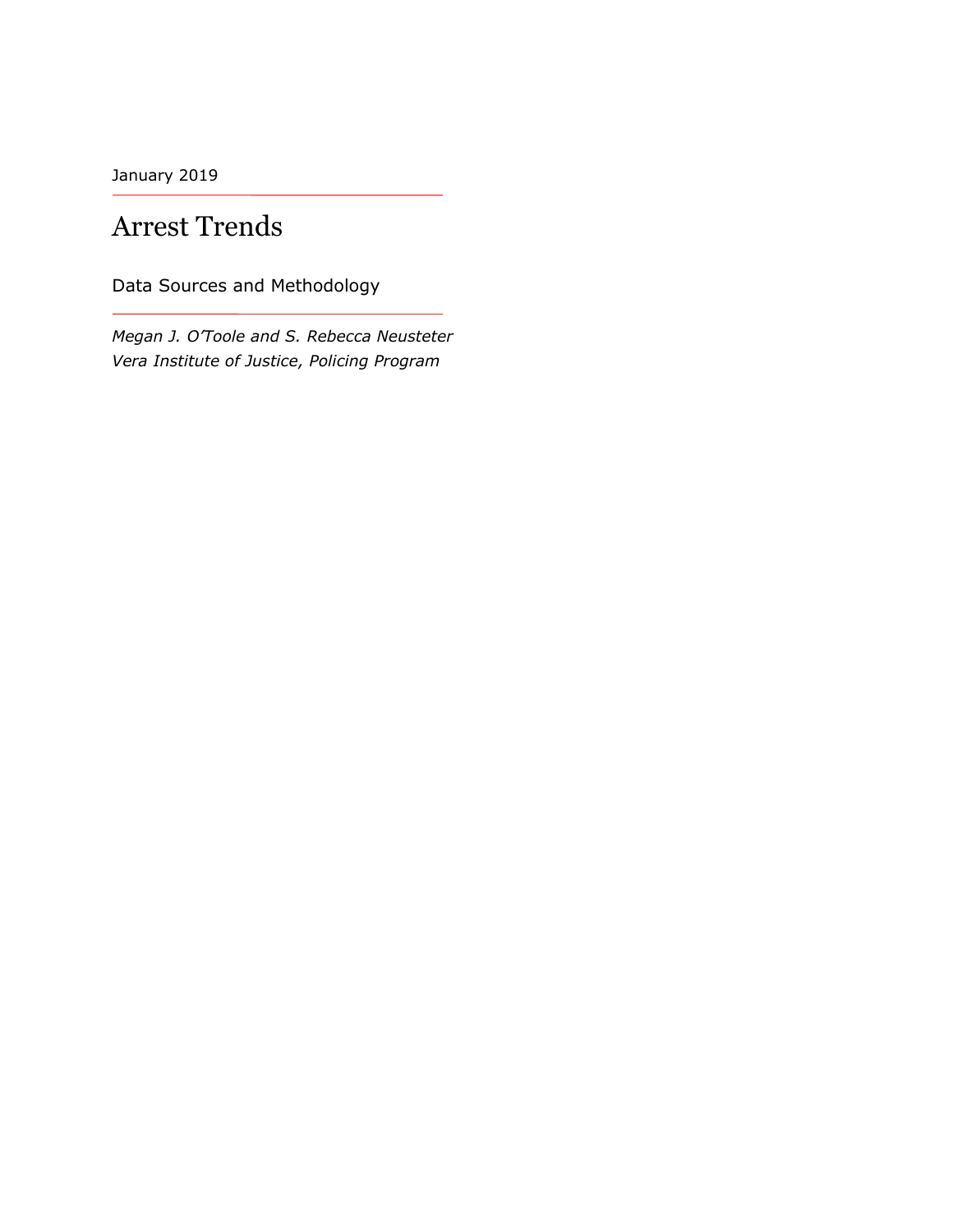January 2019

# Arrest Trends

Data Sources and Methodology

*Megan J. O'Toole and S. Rebecca Neusteter*
*Vera Institute of Justice, Policing Program*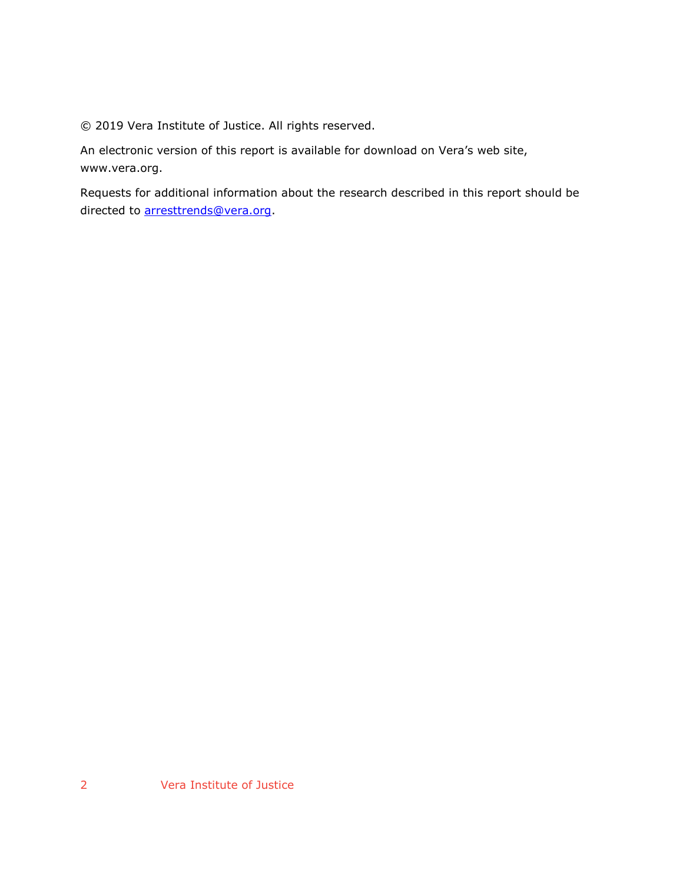© 2019 Vera Institute of Justice. All rights reserved.

An electronic version of this report is available for download on Vera's web site, www.vera.org.

Requests for additional information about the research described in this report should be directed to arresttrends@vera.org.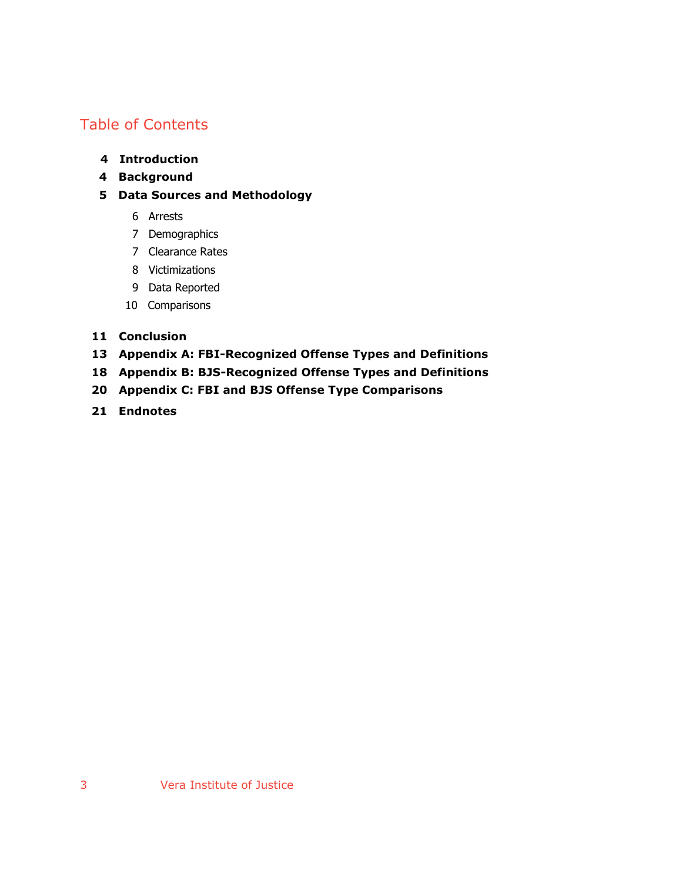## Table of Contents

**4 Introduction**

**4 Background**

**5 Data Sources and Methodology**

- 6 Arrests
- 7 Demographics
- 7 Clearance Rates
- 8 Victimizations
- 9 Data Reported
- 10 Comparisons

**11 Conclusion**

**13 Appendix A: FBI-Recognized Offense Types and Definitions**

**18 Appendix B: BJS-Recognized Offense Types and Definitions**

**20 Appendix C: FBI and BJS Offense Type Comparisons**

**21 Endnotes**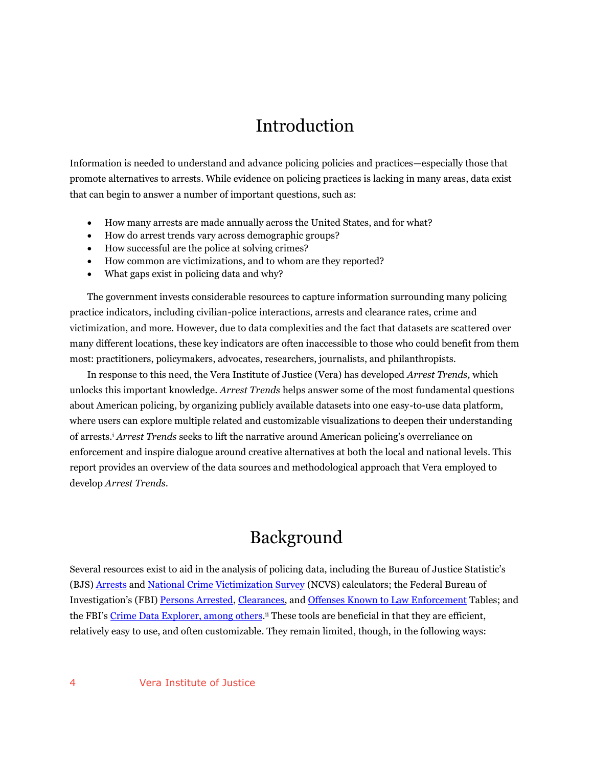# Introduction

Information is needed to understand and advance policing policies and practices—especially those that promote alternatives to arrests. While evidence on policing practices is lacking in many areas, data exist that can begin to answer a number of important questions, such as:

- How many arrests are made annually across the United States, and for what?
- How do arrest trends vary across demographic groups?
- How successful are the police at solving crimes?
- How common are victimizations, and to whom are they reported?
- What gaps exist in policing data and why?

The government invests considerable resources to capture information surrounding many policing practice indicators, including civilian-police interactions, arrests and clearance rates, crime and victimization, and more. However, due to data complexities and the fact that datasets are scattered over many different locations, these key indicators are often inaccessible to those who could benefit from them most: practitioners, policymakers, advocates, researchers, journalists, and philanthropists.

In response to this need, the Vera Institute of Justice (Vera) has developed *Arrest Trends,* which unlocks this important knowledge. *Arrest Trends* helps answer some of the most fundamental questions about American policing, by organizing publicly available datasets into one easy-to-use data platform, where users can explore multiple related and customizable visualizations to deepen their understanding of arrests.[i] *Arrest Trends* seeks to lift the narrative around American policing's overreliance on enforcement and inspire dialogue around creative alternatives at both the local and national levels. This report provides an overview of the data sources and methodological approach that Vera employed to develop *Arrest Trends*.

# Background

Several resources exist to aid in the analysis of policing data, including the Bureau of Justice Statistic's (BJS) Arrests and National Crime Victimization Survey (NCVS) calculators; the Federal Bureau of Investigation's (FBI) Persons Arrested, Clearances, and Offenses Known to Law Enforcement Tables; and the FBI's Crime Data Explorer, among others.[ii] These tools are beneficial in that they are efficient, relatively easy to use, and often customizable. They remain limited, though, in the following ways: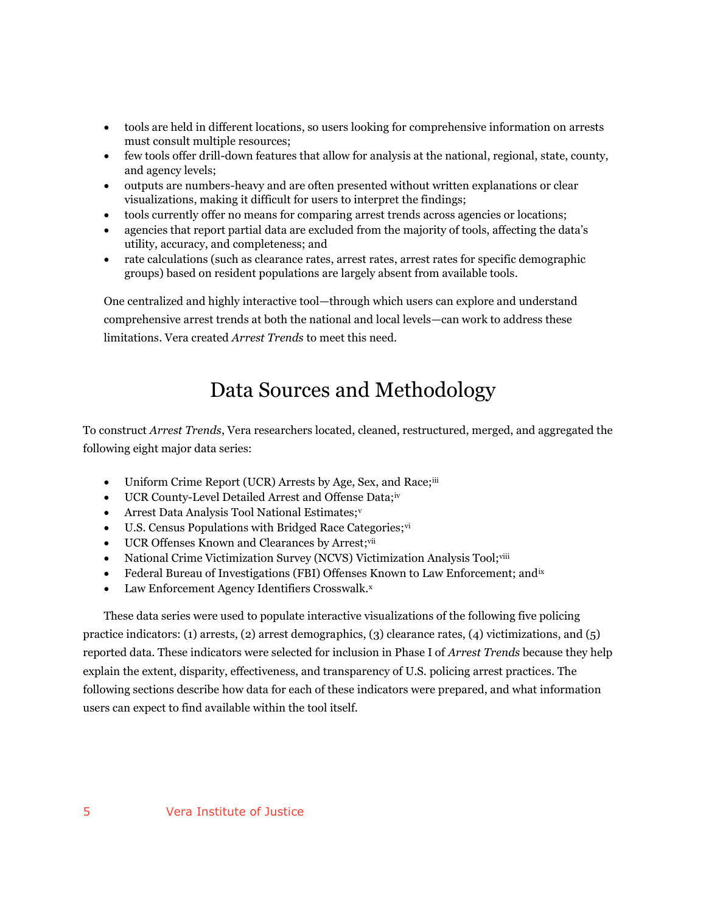- tools are held in different locations, so users looking for comprehensive information on arrests must consult multiple resources;
- few tools offer drill-down features that allow for analysis at the national, regional, state, county, and agency levels;
- outputs are numbers-heavy and are often presented without written explanations or clear visualizations, making it difficult for users to interpret the findings;
- tools currently offer no means for comparing arrest trends across agencies or locations;
- agencies that report partial data are excluded from the majority of tools, affecting the data's utility, accuracy, and completeness; and
- rate calculations (such as clearance rates, arrest rates, arrest rates for specific demographic groups) based on resident populations are largely absent from available tools.

One centralized and highly interactive tool—through which users can explore and understand comprehensive arrest trends at both the national and local levels—can work to address these limitations. Vera created *Arrest Trends* to meet this need.

# Data Sources and Methodology

To construct *Arrest Trends*, Vera researchers located, cleaned, restructured, merged, and aggregated the following eight major data series:

- Uniform Crime Report (UCR) Arrests by Age, Sex, and Race;[iii]
- UCR County-Level Detailed Arrest and Offense Data;[iv]
- Arrest Data Analysis Tool National Estimates;[v]
- U.S. Census Populations with Bridged Race Categories;[vi]
- UCR Offenses Known and Clearances by Arrest;[vii]
- National Crime Victimization Survey (NCVS) Victimization Analysis Tool;[viii]
- Federal Bureau of Investigations (FBI) Offenses Known to Law Enforcement; and[ix]
- Law Enforcement Agency Identifiers Crosswalk.[x]

These data series were used to populate interactive visualizations of the following five policing practice indicators: (1) arrests, (2) arrest demographics, (3) clearance rates, (4) victimizations, and (5) reported data. These indicators were selected for inclusion in Phase I of *Arrest Trends* because they help explain the extent, disparity, effectiveness, and transparency of U.S. policing arrest practices. The following sections describe how data for each of these indicators were prepared, and what information users can expect to find available within the tool itself.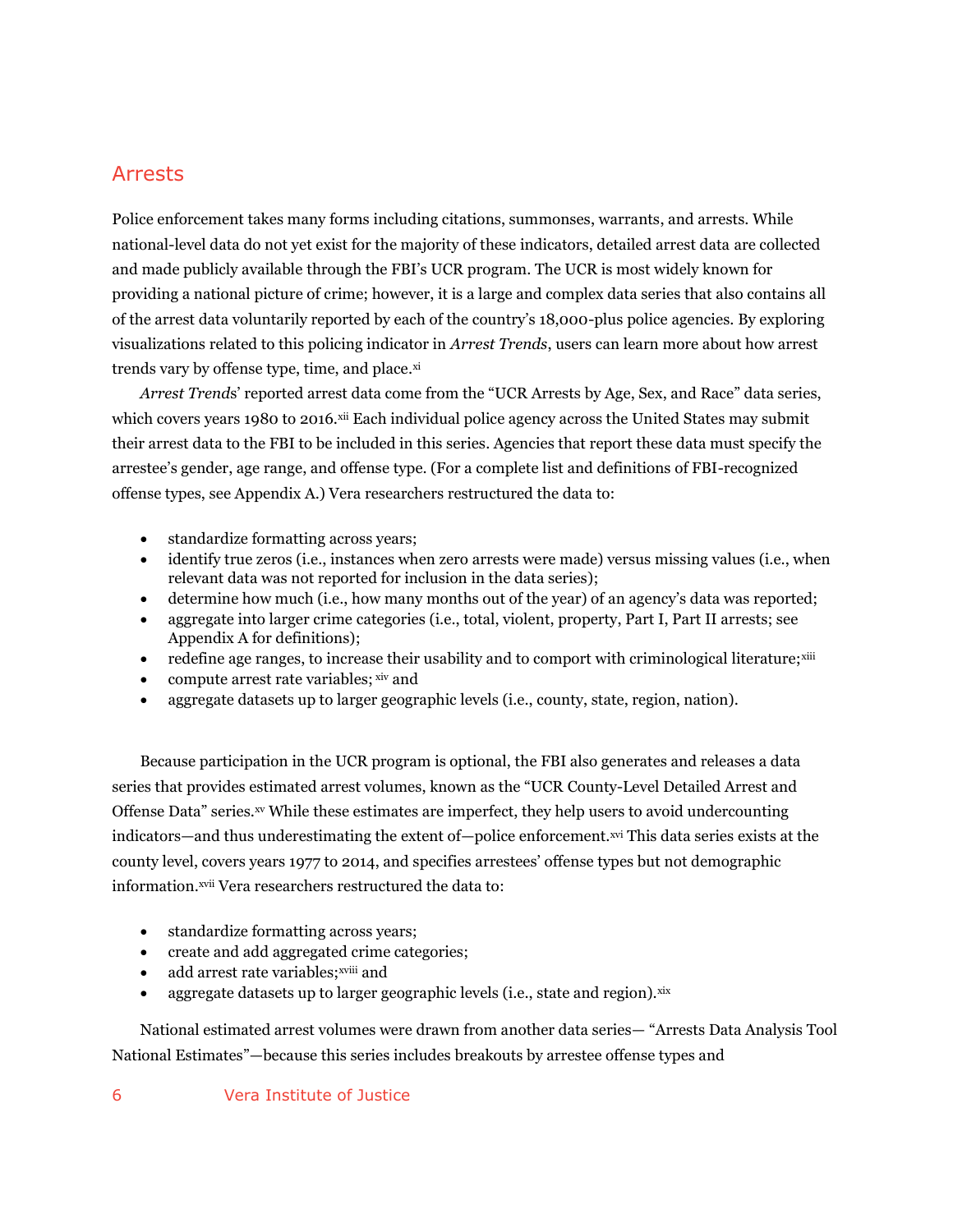## Arrests

Police enforcement takes many forms including citations, summonses, warrants, and arrests. While national-level data do not yet exist for the majority of these indicators, detailed arrest data are collected and made publicly available through the FBI's UCR program. The UCR is most widely known for providing a national picture of crime; however, it is a large and complex data series that also contains all of the arrest data voluntarily reported by each of the country's 18,000-plus police agencies. By exploring visualizations related to this policing indicator in *Arrest Trends*, users can learn more about how arrest trends vary by offense type, time, and place.[xi]

*Arrest Trends*' reported arrest data come from the "UCR Arrests by Age, Sex, and Race" data series, which covers years 1980 to 2016.[xii] Each individual police agency across the United States may submit their arrest data to the FBI to be included in this series. Agencies that report these data must specify the arrestee's gender, age range, and offense type. (For a complete list and definitions of FBI-recognized offense types, see Appendix A.) Vera researchers restructured the data to:

- standardize formatting across years;
- identify true zeros (i.e., instances when zero arrests were made) versus missing values (i.e., when relevant data was not reported for inclusion in the data series);
- determine how much (i.e., how many months out of the year) of an agency's data was reported;
- aggregate into larger crime categories (i.e., total, violent, property, Part I, Part II arrests; see Appendix A for definitions);
- redefine age ranges, to increase their usability and to comport with criminological literature;[xiii]
- compute arrest rate variables;[xiv] and
- aggregate datasets up to larger geographic levels (i.e., county, state, region, nation).

Because participation in the UCR program is optional, the FBI also generates and releases a data series that provides estimated arrest volumes, known as the "UCR County-Level Detailed Arrest and Offense Data" series.[xv] While these estimates are imperfect, they help users to avoid undercounting indicators—and thus underestimating the extent of—police enforcement.[xvi] This data series exists at the county level, covers years 1977 to 2014, and specifies arrestees' offense types but not demographic information.[xvii] Vera researchers restructured the data to:

- standardize formatting across years;
- create and add aggregated crime categories;
- add arrest rate variables;[xviii] and
- aggregate datasets up to larger geographic levels (i.e., state and region).[xix]

National estimated arrest volumes were drawn from another data series— "Arrests Data Analysis Tool National Estimates"—because this series includes breakouts by arrestee offense types and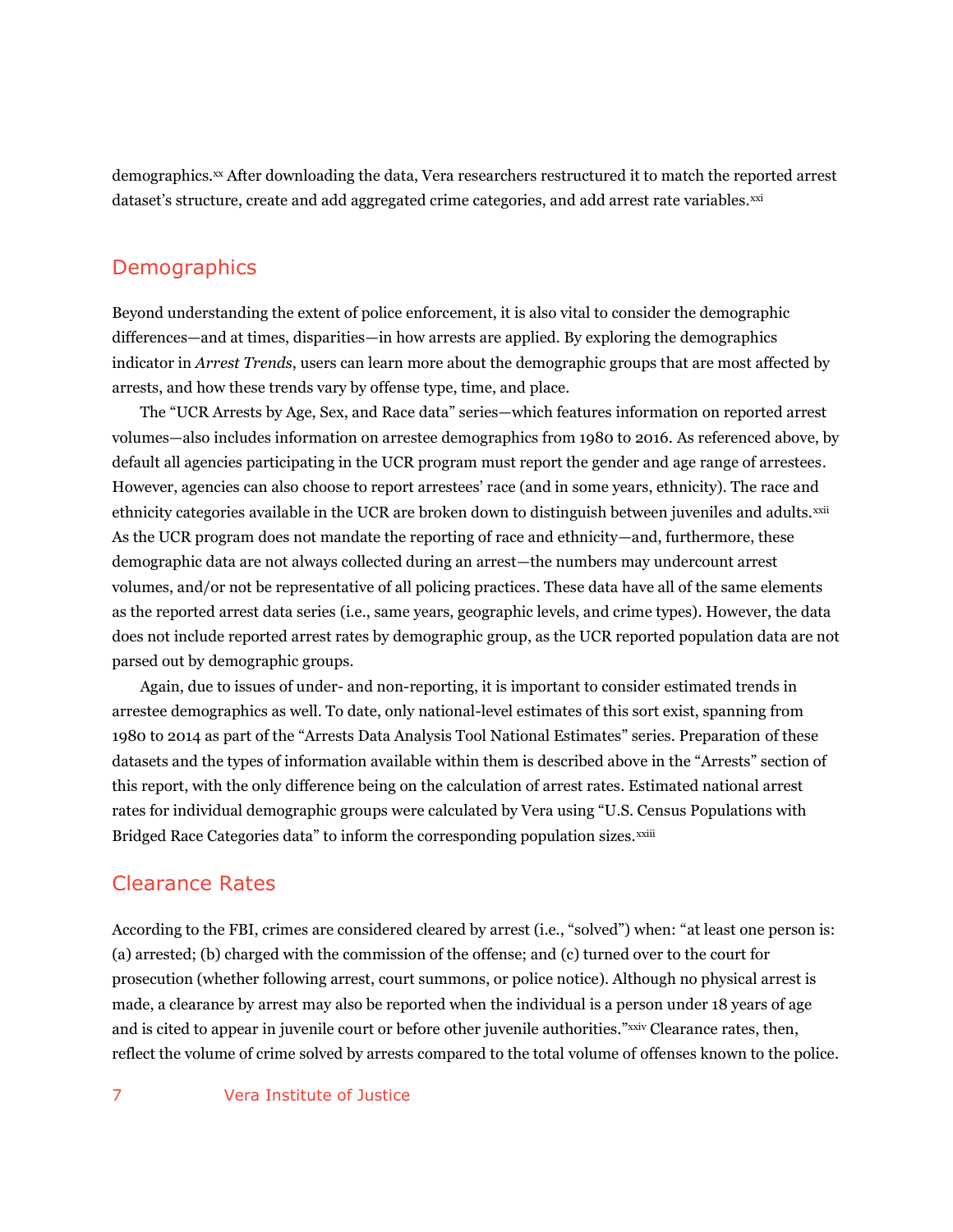demographics.[xx] After downloading the data, Vera researchers restructured it to match the reported arrest dataset's structure, create and add aggregated crime categories, and add arrest rate variables.[xxi]

## Demographics

Beyond understanding the extent of police enforcement, it is also vital to consider the demographic differences—and at times, disparities—in how arrests are applied. By exploring the demographics indicator in *Arrest Trends*, users can learn more about the demographic groups that are most affected by arrests, and how these trends vary by offense type, time, and place.

The "UCR Arrests by Age, Sex, and Race data" series—which features information on reported arrest volumes—also includes information on arrestee demographics from 1980 to 2016. As referenced above, by default all agencies participating in the UCR program must report the gender and age range of arrestees. However, agencies can also choose to report arrestees' race (and in some years, ethnicity). The race and ethnicity categories available in the UCR are broken down to distinguish between juveniles and adults.[xxii] As the UCR program does not mandate the reporting of race and ethnicity—and, furthermore, these demographic data are not always collected during an arrest—the numbers may undercount arrest volumes, and/or not be representative of all policing practices. These data have all of the same elements as the reported arrest data series (i.e., same years, geographic levels, and crime types). However, the data does not include reported arrest rates by demographic group, as the UCR reported population data are not parsed out by demographic groups.

Again, due to issues of under- and non-reporting, it is important to consider estimated trends in arrestee demographics as well. To date, only national-level estimates of this sort exist, spanning from 1980 to 2014 as part of the "Arrests Data Analysis Tool National Estimates" series. Preparation of these datasets and the types of information available within them is described above in the "Arrests" section of this report, with the only difference being on the calculation of arrest rates. Estimated national arrest rates for individual demographic groups were calculated by Vera using "U.S. Census Populations with Bridged Race Categories data" to inform the corresponding population sizes.[xxiii]

## Clearance Rates

According to the FBI, crimes are considered cleared by arrest (i.e., "solved") when: "at least one person is: (a) arrested; (b) charged with the commission of the offense; and (c) turned over to the court for prosecution (whether following arrest, court summons, or police notice). Although no physical arrest is made, a clearance by arrest may also be reported when the individual is a person under 18 years of age and is cited to appear in juvenile court or before other juvenile authorities."[xxiv] Clearance rates, then, reflect the volume of crime solved by arrests compared to the total volume of offenses known to the police.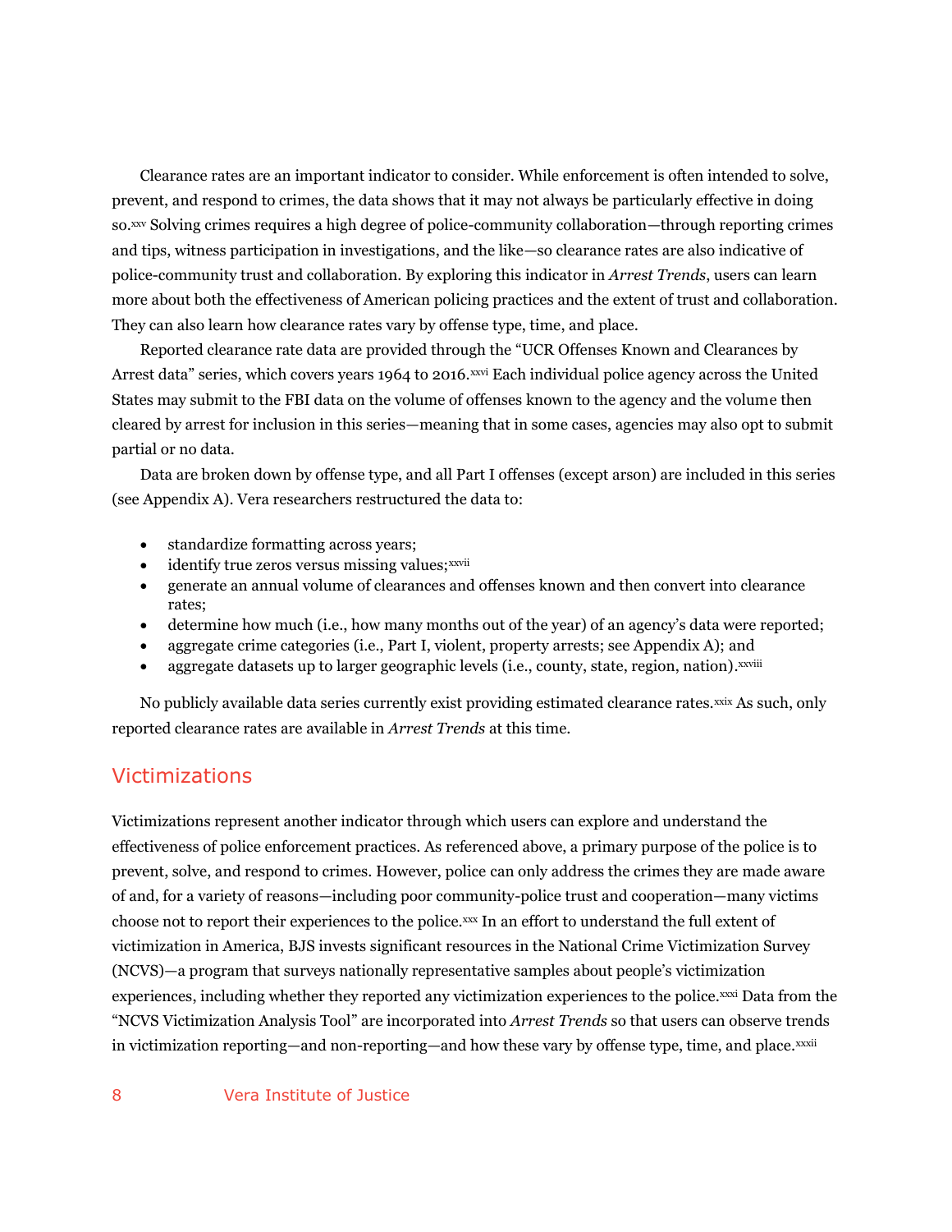Clearance rates are an important indicator to consider. While enforcement is often intended to solve, prevent, and respond to crimes, the data shows that it may not always be particularly effective in doing so.[xxv] Solving crimes requires a high degree of police-community collaboration—through reporting crimes and tips, witness participation in investigations, and the like—so clearance rates are also indicative of police-community trust and collaboration. By exploring this indicator in *Arrest Trends*, users can learn more about both the effectiveness of American policing practices and the extent of trust and collaboration. They can also learn how clearance rates vary by offense type, time, and place.

Reported clearance rate data are provided through the "UCR Offenses Known and Clearances by Arrest data" series, which covers years 1964 to 2016.[xxvi] Each individual police agency across the United States may submit to the FBI data on the volume of offenses known to the agency and the volume then cleared by arrest for inclusion in this series—meaning that in some cases, agencies may also opt to submit partial or no data.

Data are broken down by offense type, and all Part I offenses (except arson) are included in this series (see Appendix A). Vera researchers restructured the data to:

- standardize formatting across years;
- identify true zeros versus missing values;[xxvii]
- generate an annual volume of clearances and offenses known and then convert into clearance rates;
- determine how much (i.e., how many months out of the year) of an agency's data were reported;
- aggregate crime categories (i.e., Part I, violent, property arrests; see Appendix A); and
- aggregate datasets up to larger geographic levels (i.e., county, state, region, nation).[xxviii]

No publicly available data series currently exist providing estimated clearance rates.[xxix] As such, only reported clearance rates are available in *Arrest Trends* at this time.

## Victimizations

Victimizations represent another indicator through which users can explore and understand the effectiveness of police enforcement practices. As referenced above, a primary purpose of the police is to prevent, solve, and respond to crimes. However, police can only address the crimes they are made aware of and, for a variety of reasons—including poor community-police trust and cooperation—many victims choose not to report their experiences to the police.[xxx] In an effort to understand the full extent of victimization in America, BJS invests significant resources in the National Crime Victimization Survey (NCVS)—a program that surveys nationally representative samples about people's victimization experiences, including whether they reported any victimization experiences to the police.[xxxi] Data from the "NCVS Victimization Analysis Tool" are incorporated into *Arrest Trends* so that users can observe trends in victimization reporting—and non-reporting—and how these vary by offense type, time, and place.[xxxii]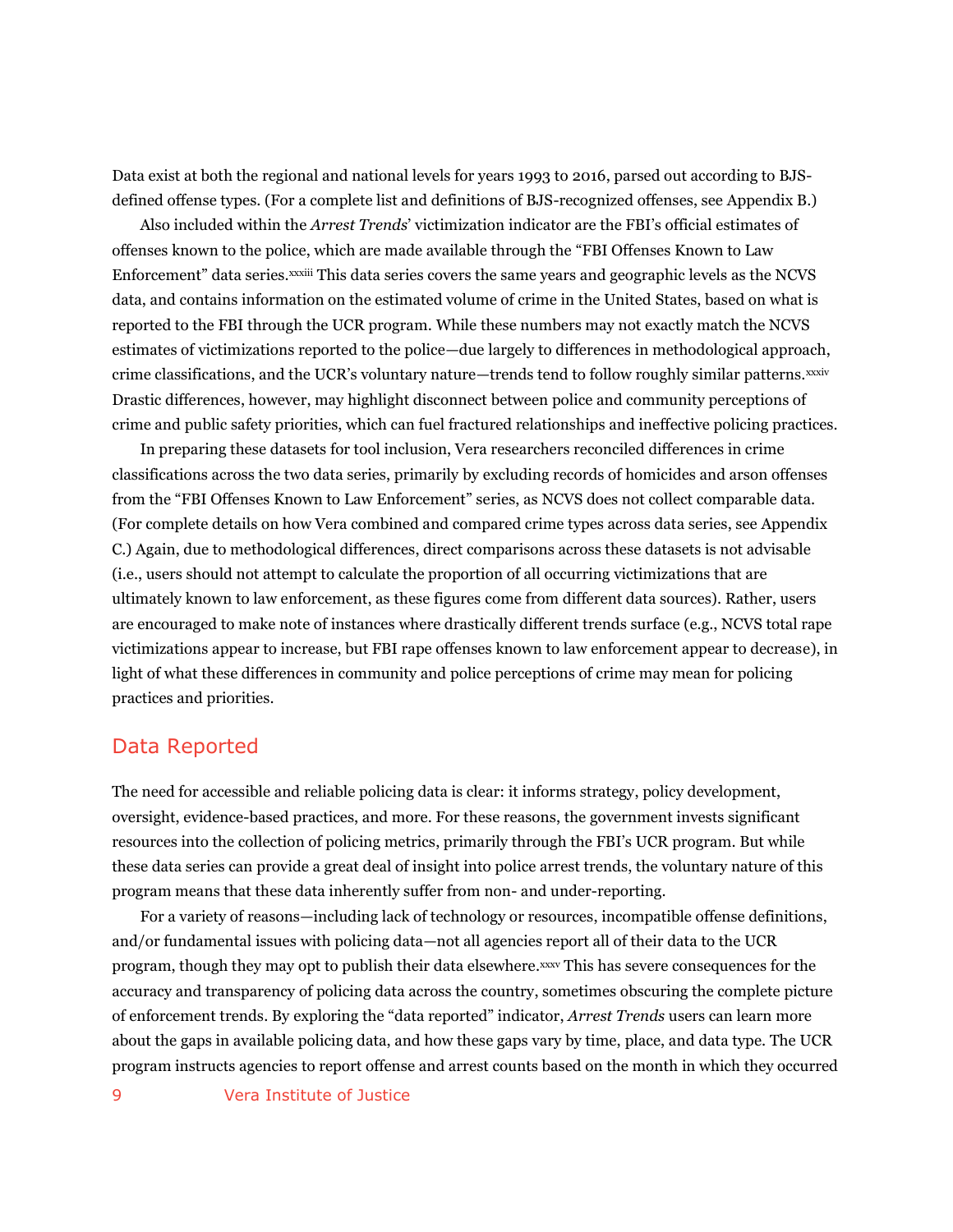Data exist at both the regional and national levels for years 1993 to 2016, parsed out according to BJS-defined offense types. (For a complete list and definitions of BJS-recognized offenses, see Appendix B.)

Also included within the *Arrest Trends*' victimization indicator are the FBI's official estimates of offenses known to the police, which are made available through the "FBI Offenses Known to Law Enforcement" data series.[xxxiii] This data series covers the same years and geographic levels as the NCVS data, and contains information on the estimated volume of crime in the United States, based on what is reported to the FBI through the UCR program. While these numbers may not exactly match the NCVS estimates of victimizations reported to the police—due largely to differences in methodological approach, crime classifications, and the UCR's voluntary nature—trends tend to follow roughly similar patterns.[xxxiv] Drastic differences, however, may highlight disconnect between police and community perceptions of crime and public safety priorities, which can fuel fractured relationships and ineffective policing practices.

In preparing these datasets for tool inclusion, Vera researchers reconciled differences in crime classifications across the two data series, primarily by excluding records of homicides and arson offenses from the "FBI Offenses Known to Law Enforcement" series, as NCVS does not collect comparable data. (For complete details on how Vera combined and compared crime types across data series, see Appendix C.) Again, due to methodological differences, direct comparisons across these datasets is not advisable (i.e., users should not attempt to calculate the proportion of all occurring victimizations that are ultimately known to law enforcement, as these figures come from different data sources). Rather, users are encouraged to make note of instances where drastically different trends surface (e.g., NCVS total rape victimizations appear to increase, but FBI rape offenses known to law enforcement appear to decrease), in light of what these differences in community and police perceptions of crime may mean for policing practices and priorities.

## Data Reported

The need for accessible and reliable policing data is clear: it informs strategy, policy development, oversight, evidence-based practices, and more. For these reasons, the government invests significant resources into the collection of policing metrics, primarily through the FBI's UCR program. But while these data series can provide a great deal of insight into police arrest trends, the voluntary nature of this program means that these data inherently suffer from non- and under-reporting.

For a variety of reasons—including lack of technology or resources, incompatible offense definitions, and/or fundamental issues with policing data—not all agencies report all of their data to the UCR program, though they may opt to publish their data elsewhere.[xxxv] This has severe consequences for the accuracy and transparency of policing data across the country, sometimes obscuring the complete picture of enforcement trends. By exploring the "data reported" indicator, *Arrest Trends* users can learn more about the gaps in available policing data, and how these gaps vary by time, place, and data type. The UCR program instructs agencies to report offense and arrest counts based on the month in which they occurred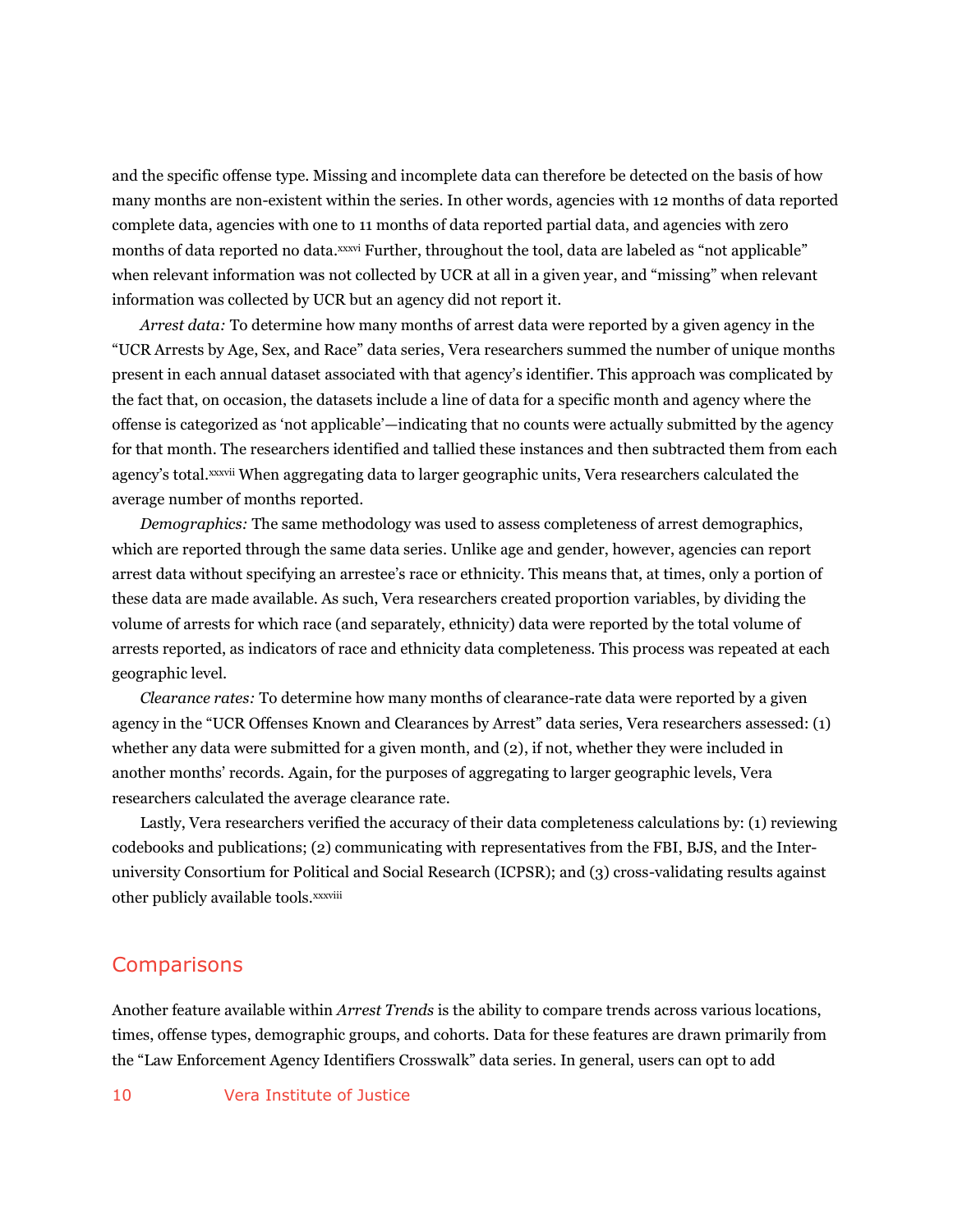and the specific offense type. Missing and incomplete data can therefore be detected on the basis of how many months are non-existent within the series. In other words, agencies with 12 months of data reported complete data, agencies with one to 11 months of data reported partial data, and agencies with zero months of data reported no data.[xxxvi] Further, throughout the tool, data are labeled as "not applicable" when relevant information was not collected by UCR at all in a given year, and "missing" when relevant information was collected by UCR but an agency did not report it.

*Arrest data:* To determine how many months of arrest data were reported by a given agency in the "UCR Arrests by Age, Sex, and Race" data series, Vera researchers summed the number of unique months present in each annual dataset associated with that agency's identifier. This approach was complicated by the fact that, on occasion, the datasets include a line of data for a specific month and agency where the offense is categorized as 'not applicable'—indicating that no counts were actually submitted by the agency for that month. The researchers identified and tallied these instances and then subtracted them from each agency's total.[xxxvii] When aggregating data to larger geographic units, Vera researchers calculated the average number of months reported.

*Demographics:* The same methodology was used to assess completeness of arrest demographics, which are reported through the same data series. Unlike age and gender, however, agencies can report arrest data without specifying an arrestee's race or ethnicity. This means that, at times, only a portion of these data are made available. As such, Vera researchers created proportion variables, by dividing the volume of arrests for which race (and separately, ethnicity) data were reported by the total volume of arrests reported, as indicators of race and ethnicity data completeness. This process was repeated at each geographic level.

*Clearance rates:* To determine how many months of clearance-rate data were reported by a given agency in the "UCR Offenses Known and Clearances by Arrest" data series, Vera researchers assessed: (1) whether any data were submitted for a given month, and (2), if not, whether they were included in another months' records. Again, for the purposes of aggregating to larger geographic levels, Vera researchers calculated the average clearance rate.

Lastly, Vera researchers verified the accuracy of their data completeness calculations by: (1) reviewing codebooks and publications; (2) communicating with representatives from the FBI, BJS, and the Inter-university Consortium for Political and Social Research (ICPSR); and (3) cross-validating results against other publicly available tools.[xxxviii]

## Comparisons

Another feature available within *Arrest Trends* is the ability to compare trends across various locations, times, offense types, demographic groups, and cohorts. Data for these features are drawn primarily from the "Law Enforcement Agency Identifiers Crosswalk" data series. In general, users can opt to add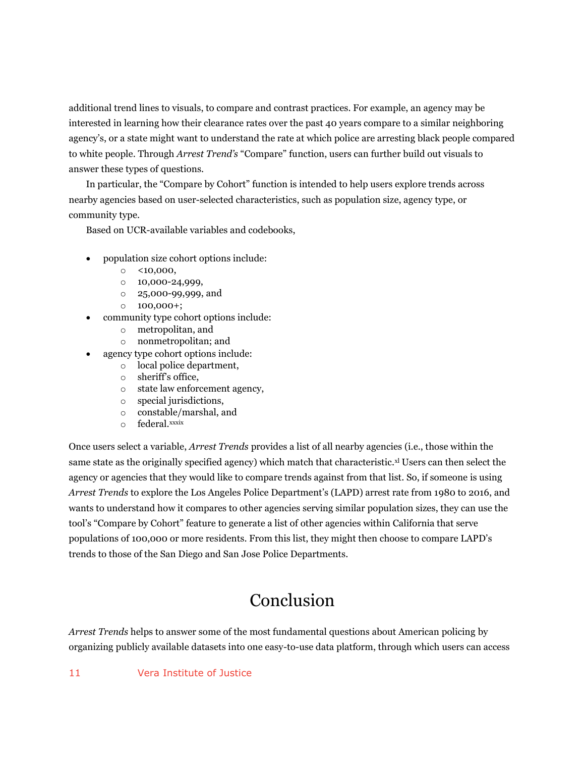additional trend lines to visuals, to compare and contrast practices. For example, an agency may be interested in learning how their clearance rates over the past 40 years compare to a similar neighboring agency's, or a state might want to understand the rate at which police are arresting black people compared to white people. Through *Arrest Trend's* "Compare" function, users can further build out visuals to answer these types of questions.

In particular, the "Compare by Cohort" function is intended to help users explore trends across nearby agencies based on user-selected characteristics, such as population size, agency type, or community type.

Based on UCR-available variables and codebooks,

- population size cohort options include:
  - <10,000,
  - 10,000-24,999,
  - 25,000-99,999, and
  - 100,000+;
- community type cohort options include:
  - metropolitan, and
  - nonmetropolitan; and
- agency type cohort options include:
  - local police department,
  - sheriff's office,
  - state law enforcement agency,
  - special jurisdictions,
  - constable/marshal, and
  - federal.[xxxix]

Once users select a variable, *Arrest Trends* provides a list of all nearby agencies (i.e., those within the same state as the originally specified agency) which match that characteristic.[xl] Users can then select the agency or agencies that they would like to compare trends against from that list. So, if someone is using *Arrest Trends* to explore the Los Angeles Police Department's (LAPD) arrest rate from 1980 to 2016, and wants to understand how it compares to other agencies serving similar population sizes, they can use the tool's "Compare by Cohort" feature to generate a list of other agencies within California that serve populations of 100,000 or more residents. From this list, they might then choose to compare LAPD's trends to those of the San Diego and San Jose Police Departments.

# Conclusion

*Arrest Trends* helps to answer some of the most fundamental questions about American policing by organizing publicly available datasets into one easy-to-use data platform, through which users can access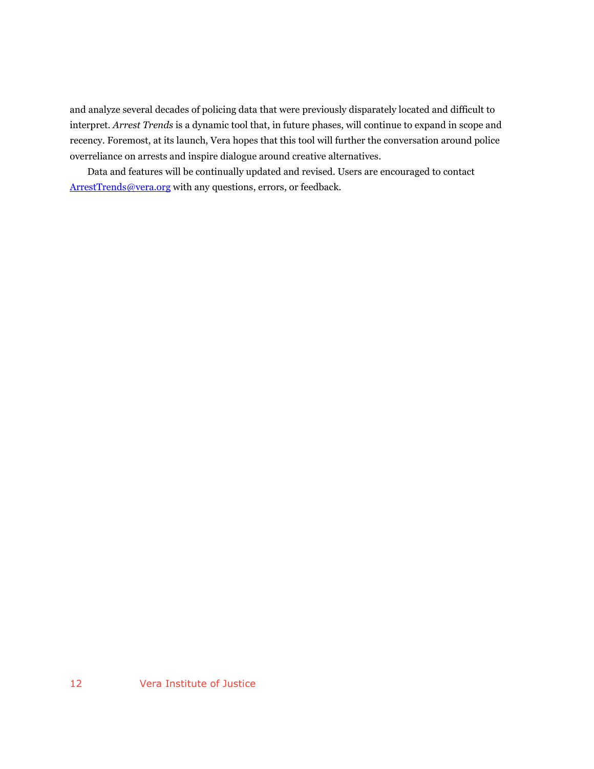and analyze several decades of policing data that were previously disparately located and difficult to interpret. *Arrest Trends* is a dynamic tool that, in future phases, will continue to expand in scope and recency. Foremost, at its launch, Vera hopes that this tool will further the conversation around police overreliance on arrests and inspire dialogue around creative alternatives.

Data and features will be continually updated and revised. Users are encouraged to contact [ArrestTrends@vera.org](mailto:ArrestTrends@vera.org) with any questions, errors, or feedback.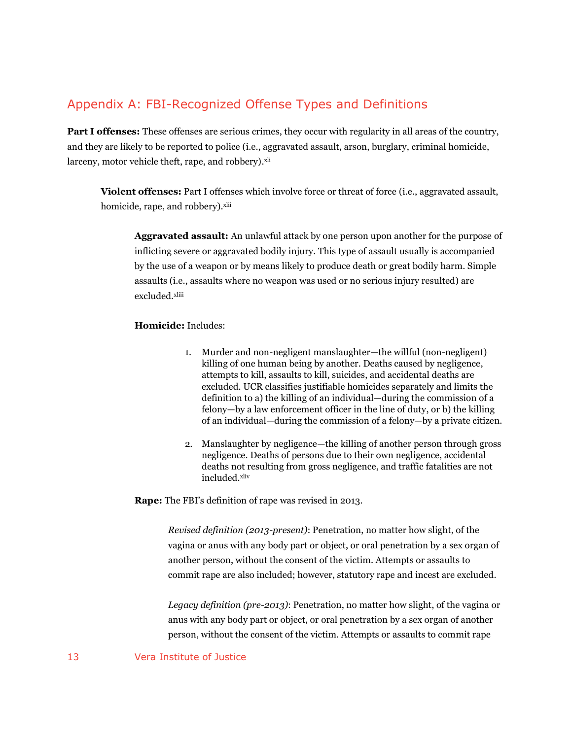## Appendix A: FBI-Recognized Offense Types and Definitions

**Part I offenses:** These offenses are serious crimes, they occur with regularity in all areas of the country, and they are likely to be reported to police (i.e., aggravated assault, arson, burglary, criminal homicide, larceny, motor vehicle theft, rape, and robbery).[xli]

**Violent offenses:** Part I offenses which involve force or threat of force (i.e., aggravated assault, homicide, rape, and robbery).[xlii]

**Aggravated assault:** An unlawful attack by one person upon another for the purpose of inflicting severe or aggravated bodily injury. This type of assault usually is accompanied by the use of a weapon or by means likely to produce death or great bodily harm. Simple assaults (i.e., assaults where no weapon was used or no serious injury resulted) are excluded.[xliii]

**Homicide:** Includes:

1. Murder and non-negligent manslaughter—the willful (non-negligent) killing of one human being by another. Deaths caused by negligence, attempts to kill, assaults to kill, suicides, and accidental deaths are excluded. UCR classifies justifiable homicides separately and limits the definition to a) the killing of an individual—during the commission of a felony—by a law enforcement officer in the line of duty, or b) the killing of an individual—during the commission of a felony—by a private citizen.
2. Manslaughter by negligence—the killing of another person through gross negligence. Deaths of persons due to their own negligence, accidental deaths not resulting from gross negligence, and traffic fatalities are not included.[xliv]

**Rape:** The FBI's definition of rape was revised in 2013.

*Revised definition (2013-present)*: Penetration, no matter how slight, of the vagina or anus with any body part or object, or oral penetration by a sex organ of another person, without the consent of the victim. Attempts or assaults to commit rape are also included; however, statutory rape and incest are excluded.

*Legacy definition (pre-2013)*: Penetration, no matter how slight, of the vagina or anus with any body part or object, or oral penetration by a sex organ of another person, without the consent of the victim. Attempts or assaults to commit rape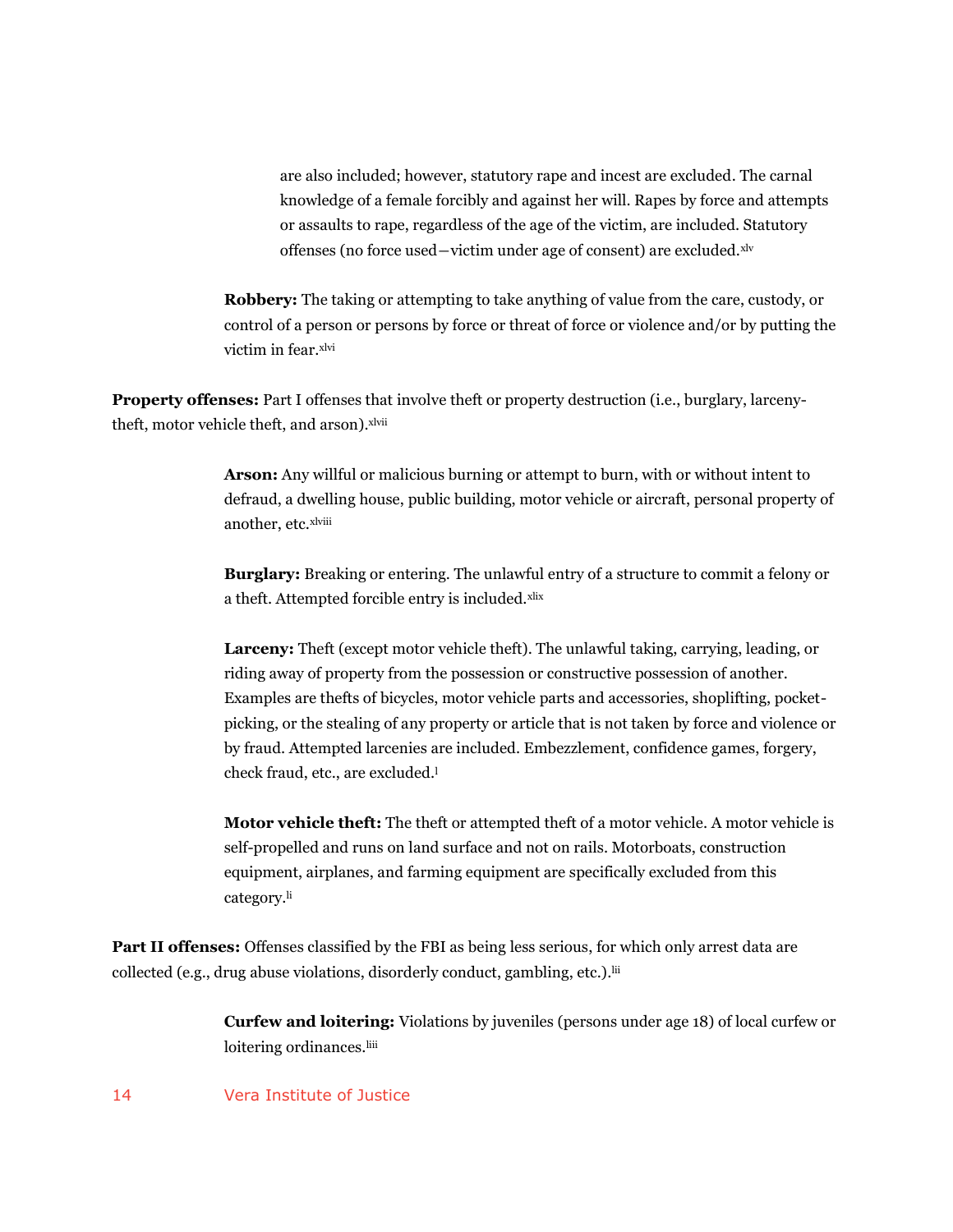are also included; however, statutory rape and incest are excluded. The carnal knowledge of a female forcibly and against her will. Rapes by force and attempts or assaults to rape, regardless of the age of the victim, are included. Statutory offenses (no force used—victim under age of consent) are excluded.[xlv]

**Robbery:** The taking or attempting to take anything of value from the care, custody, or control of a person or persons by force or threat of force or violence and/or by putting the victim in fear.[xlvi]

**Property offenses:** Part I offenses that involve theft or property destruction (i.e., burglary, larceny-theft, motor vehicle theft, and arson).[xlvii]

**Arson:** Any willful or malicious burning or attempt to burn, with or without intent to defraud, a dwelling house, public building, motor vehicle or aircraft, personal property of another, etc.[xlviii]

**Burglary:** Breaking or entering. The unlawful entry of a structure to commit a felony or a theft. Attempted forcible entry is included.[xlix]

**Larceny:** Theft (except motor vehicle theft). The unlawful taking, carrying, leading, or riding away of property from the possession or constructive possession of another. Examples are thefts of bicycles, motor vehicle parts and accessories, shoplifting, pocket-picking, or the stealing of any property or article that is not taken by force and violence or by fraud. Attempted larcenies are included. Embezzlement, confidence games, forgery, check fraud, etc., are excluded.[l]

**Motor vehicle theft:** The theft or attempted theft of a motor vehicle. A motor vehicle is self-propelled and runs on land surface and not on rails. Motorboats, construction equipment, airplanes, and farming equipment are specifically excluded from this category.[li]

**Part II offenses:** Offenses classified by the FBI as being less serious, for which only arrest data are collected (e.g., drug abuse violations, disorderly conduct, gambling, etc.).[lii]

**Curfew and loitering:** Violations by juveniles (persons under age 18) of local curfew or loitering ordinances.[liii]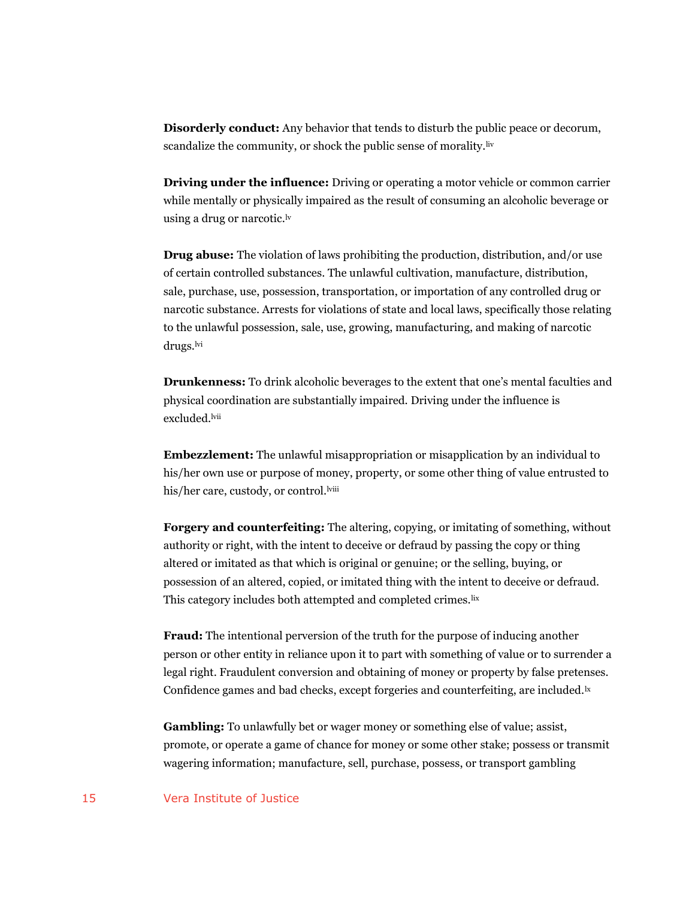**Disorderly conduct:** Any behavior that tends to disturb the public peace or decorum, scandalize the community, or shock the public sense of morality.[liv]

**Driving under the influence:** Driving or operating a motor vehicle or common carrier while mentally or physically impaired as the result of consuming an alcoholic beverage or using a drug or narcotic.[lv]

**Drug abuse:** The violation of laws prohibiting the production, distribution, and/or use of certain controlled substances. The unlawful cultivation, manufacture, distribution, sale, purchase, use, possession, transportation, or importation of any controlled drug or narcotic substance. Arrests for violations of state and local laws, specifically those relating to the unlawful possession, sale, use, growing, manufacturing, and making of narcotic drugs.[lvi]

**Drunkenness:** To drink alcoholic beverages to the extent that one's mental faculties and physical coordination are substantially impaired. Driving under the influence is excluded.[lvii]

**Embezzlement:** The unlawful misappropriation or misapplication by an individual to his/her own use or purpose of money, property, or some other thing of value entrusted to his/her care, custody, or control.[lviii]

**Forgery and counterfeiting:** The altering, copying, or imitating of something, without authority or right, with the intent to deceive or defraud by passing the copy or thing altered or imitated as that which is original or genuine; or the selling, buying, or possession of an altered, copied, or imitated thing with the intent to deceive or defraud. This category includes both attempted and completed crimes.[lix]

**Fraud:** The intentional perversion of the truth for the purpose of inducing another person or other entity in reliance upon it to part with something of value or to surrender a legal right. Fraudulent conversion and obtaining of money or property by false pretenses. Confidence games and bad checks, except forgeries and counterfeiting, are included.[lx]

**Gambling:** To unlawfully bet or wager money or something else of value; assist, promote, or operate a game of chance for money or some other stake; possess or transmit wagering information; manufacture, sell, purchase, possess, or transport gambling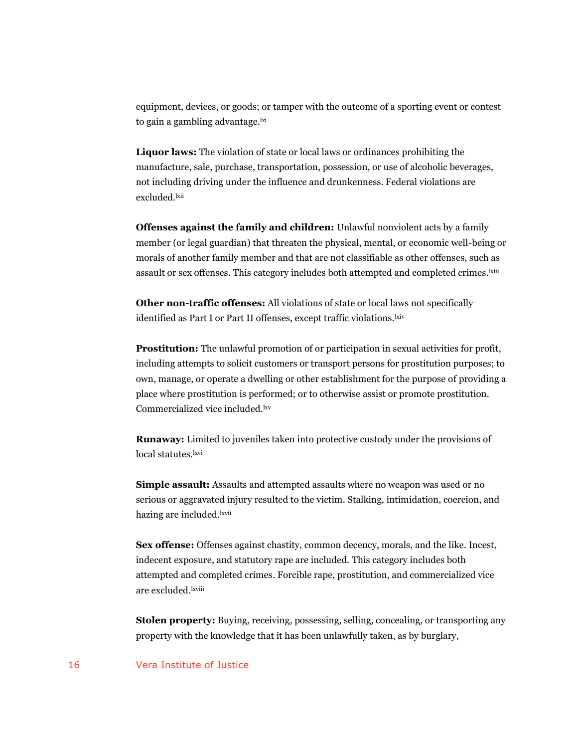equipment, devices, or goods; or tamper with the outcome of a sporting event or contest to gain a gambling advantage.[lxi]

**Liquor laws:** The violation of state or local laws or ordinances prohibiting the manufacture, sale, purchase, transportation, possession, or use of alcoholic beverages, not including driving under the influence and drunkenness. Federal violations are excluded.[lxii]

**Offenses against the family and children:** Unlawful nonviolent acts by a family member (or legal guardian) that threaten the physical, mental, or economic well-being or morals of another family member and that are not classifiable as other offenses, such as assault or sex offenses. This category includes both attempted and completed crimes.[lxiii]

**Other non-traffic offenses:** All violations of state or local laws not specifically identified as Part I or Part II offenses, except traffic violations.[lxiv]

**Prostitution:** The unlawful promotion of or participation in sexual activities for profit, including attempts to solicit customers or transport persons for prostitution purposes; to own, manage, or operate a dwelling or other establishment for the purpose of providing a place where prostitution is performed; or to otherwise assist or promote prostitution. Commercialized vice included.[lxv]

**Runaway:** Limited to juveniles taken into protective custody under the provisions of local statutes.[lxvi]

**Simple assault:** Assaults and attempted assaults where no weapon was used or no serious or aggravated injury resulted to the victim. Stalking, intimidation, coercion, and hazing are included.[lxvii]

**Sex offense:** Offenses against chastity, common decency, morals, and the like. Incest, indecent exposure, and statutory rape are included. This category includes both attempted and completed crimes. Forcible rape, prostitution, and commercialized vice are excluded.[lxviii]

**Stolen property:** Buying, receiving, possessing, selling, concealing, or transporting any property with the knowledge that it has been unlawfully taken, as by burglary,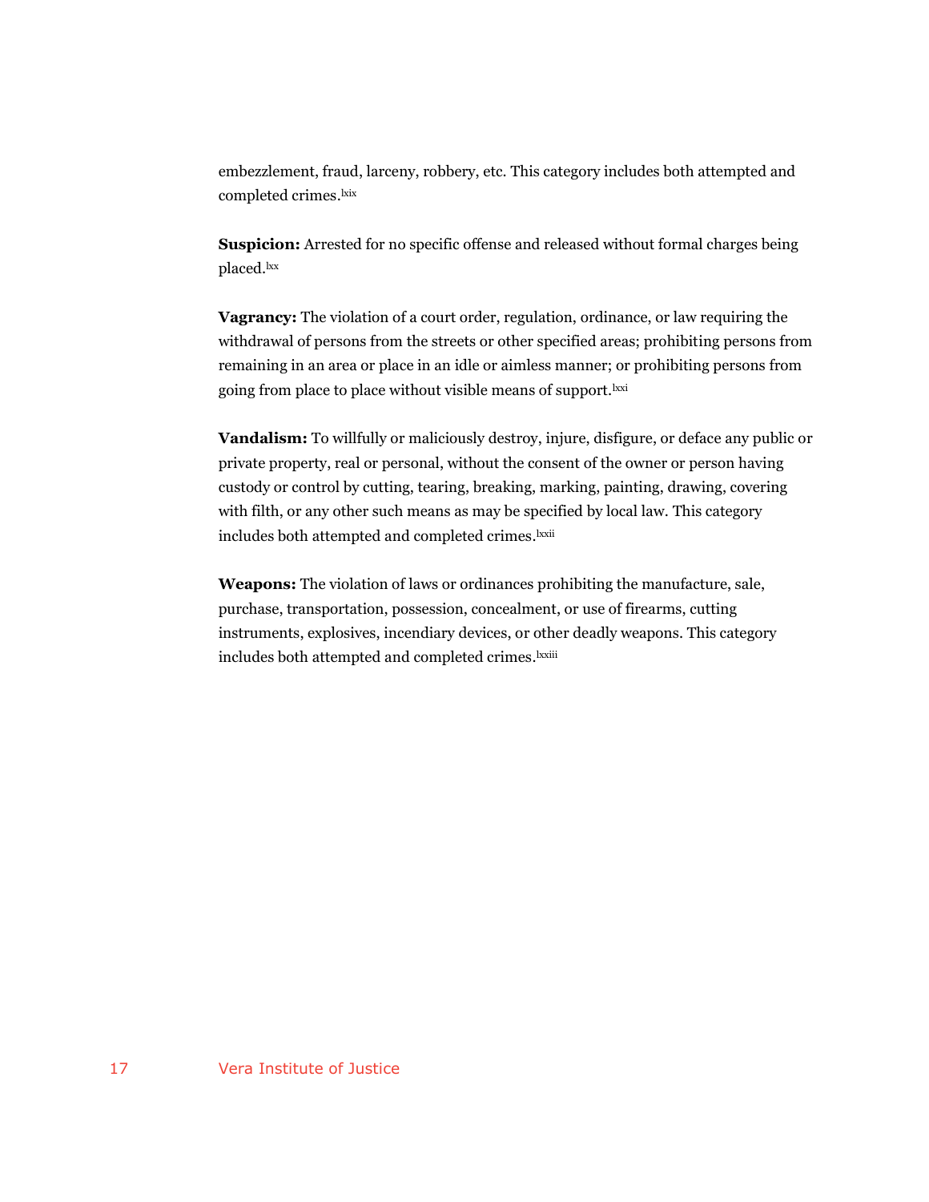embezzlement, fraud, larceny, robbery, etc. This category includes both attempted and completed crimes.[lxix]

**Suspicion:** Arrested for no specific offense and released without formal charges being placed.[lxx]

**Vagrancy:** The violation of a court order, regulation, ordinance, or law requiring the withdrawal of persons from the streets or other specified areas; prohibiting persons from remaining in an area or place in an idle or aimless manner; or prohibiting persons from going from place to place without visible means of support.[lxxi]

**Vandalism:** To willfully or maliciously destroy, injure, disfigure, or deface any public or private property, real or personal, without the consent of the owner or person having custody or control by cutting, tearing, breaking, marking, painting, drawing, covering with filth, or any other such means as may be specified by local law. This category includes both attempted and completed crimes.[lxxii]

**Weapons:** The violation of laws or ordinances prohibiting the manufacture, sale, purchase, transportation, possession, concealment, or use of firearms, cutting instruments, explosives, incendiary devices, or other deadly weapons. This category includes both attempted and completed crimes.[lxxiii]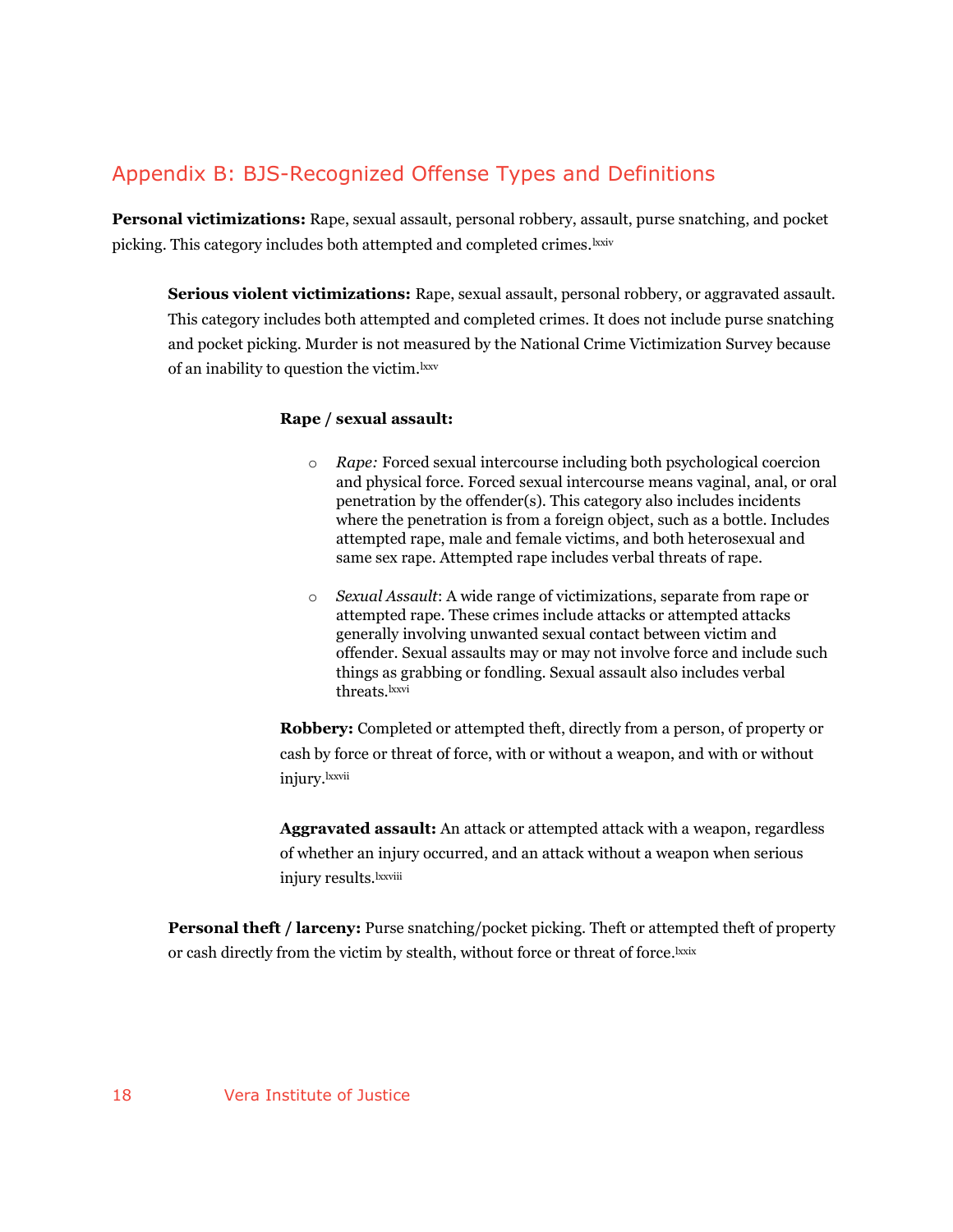## Appendix B: BJS-Recognized Offense Types and Definitions

**Personal victimizations:** Rape, sexual assault, personal robbery, assault, purse snatching, and pocket picking. This category includes both attempted and completed crimes.[lxxiv]

**Serious violent victimizations:** Rape, sexual assault, personal robbery, or aggravated assault. This category includes both attempted and completed crimes. It does not include purse snatching and pocket picking. Murder is not measured by the National Crime Victimization Survey because of an inability to question the victim.[lxxv]

**Rape / sexual assault:**

- *Rape:* Forced sexual intercourse including both psychological coercion and physical force. Forced sexual intercourse means vaginal, anal, or oral penetration by the offender(s). This category also includes incidents where the penetration is from a foreign object, such as a bottle. Includes attempted rape, male and female victims, and both heterosexual and same sex rape. Attempted rape includes verbal threats of rape.

- *Sexual Assault*: A wide range of victimizations, separate from rape or attempted rape. These crimes include attacks or attempted attacks generally involving unwanted sexual contact between victim and offender. Sexual assaults may or may not involve force and include such things as grabbing or fondling. Sexual assault also includes verbal threats.[lxxvi]

**Robbery:** Completed or attempted theft, directly from a person, of property or cash by force or threat of force, with or without a weapon, and with or without injury.[lxxvii]

**Aggravated assault:** An attack or attempted attack with a weapon, regardless of whether an injury occurred, and an attack without a weapon when serious injury results.[lxxviii]

**Personal theft / larceny:** Purse snatching/pocket picking. Theft or attempted theft of property or cash directly from the victim by stealth, without force or threat of force.[lxxix]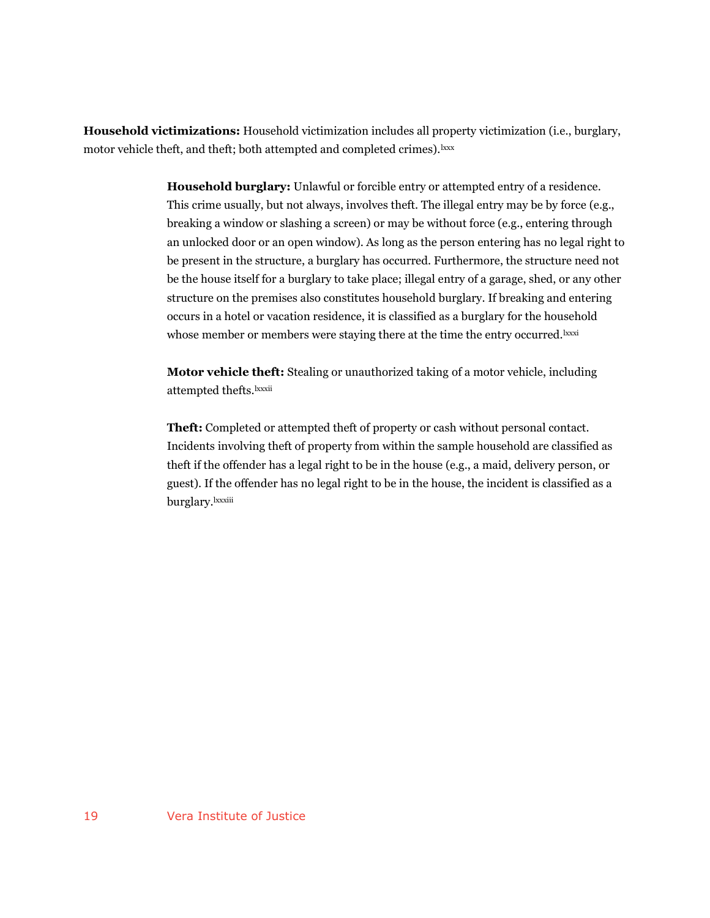**Household victimizations:** Household victimization includes all property victimization (i.e., burglary, motor vehicle theft, and theft; both attempted and completed crimes).[lxxx]

> **Household burglary:** Unlawful or forcible entry or attempted entry of a residence. This crime usually, but not always, involves theft. The illegal entry may be by force (e.g., breaking a window or slashing a screen) or may be without force (e.g., entering through an unlocked door or an open window). As long as the person entering has no legal right to be present in the structure, a burglary has occurred. Furthermore, the structure need not be the house itself for a burglary to take place; illegal entry of a garage, shed, or any other structure on the premises also constitutes household burglary. If breaking and entering occurs in a hotel or vacation residence, it is classified as a burglary for the household whose member or members were staying there at the time the entry occurred.[lxxxi]
>
> **Motor vehicle theft:** Stealing or unauthorized taking of a motor vehicle, including attempted thefts.[lxxxii]
>
> **Theft:** Completed or attempted theft of property or cash without personal contact. Incidents involving theft of property from within the sample household are classified as theft if the offender has a legal right to be in the house (e.g., a maid, delivery person, or guest). If the offender has no legal right to be in the house, the incident is classified as a burglary.[lxxxiii]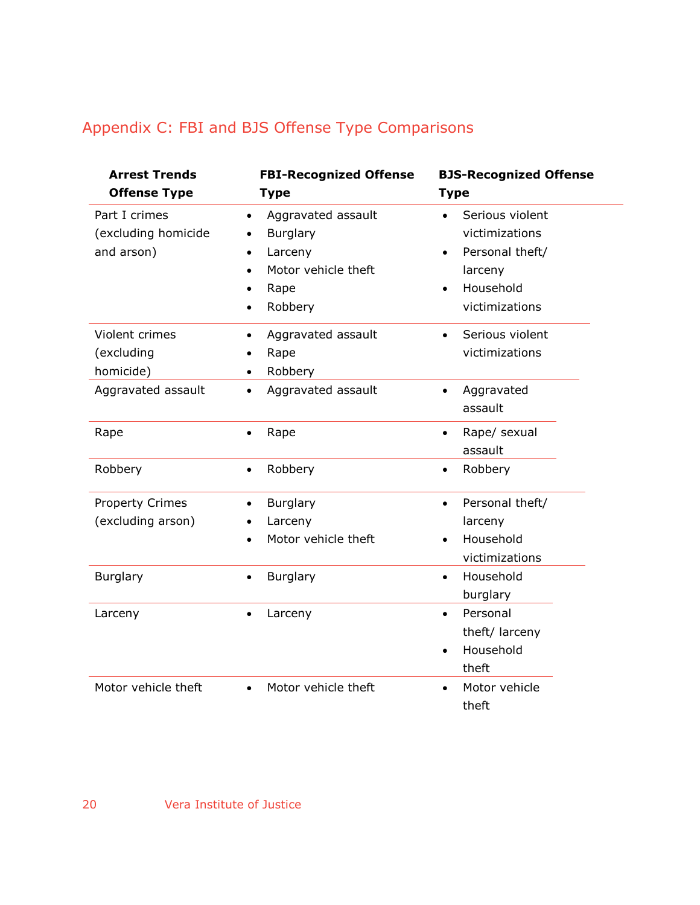## Appendix C: FBI and BJS Offense Type Comparisons

| Arrest Trends Offense Type | FBI-Recognized Offense Type | BJS-Recognized Offense Type |
|---|---|---|
| Part I crimes (excluding homicide and arson) | • Aggravated assault<br>• Burglary<br>• Larceny<br>• Motor vehicle theft<br>• Rape<br>• Robbery | • Serious violent victimizations<br>• Personal theft/ larceny<br>• Household victimizations |
| Violent crimes (excluding homicide) | • Aggravated assault<br>• Rape<br>• Robbery | • Serious violent victimizations |
| Aggravated assault | • Aggravated assault | • Aggravated assault |
| Rape | • Rape | • Rape/ sexual assault |
| Robbery | • Robbery | • Robbery |
| Property Crimes (excluding arson) | • Burglary<br>• Larceny<br>• Motor vehicle theft | • Personal theft/ larceny<br>• Household victimizations |
| Burglary | • Burglary | • Household burglary |
| Larceny | • Larceny | • Personal theft/ larceny<br>• Household theft |
| Motor vehicle theft | • Motor vehicle theft | • Motor vehicle theft |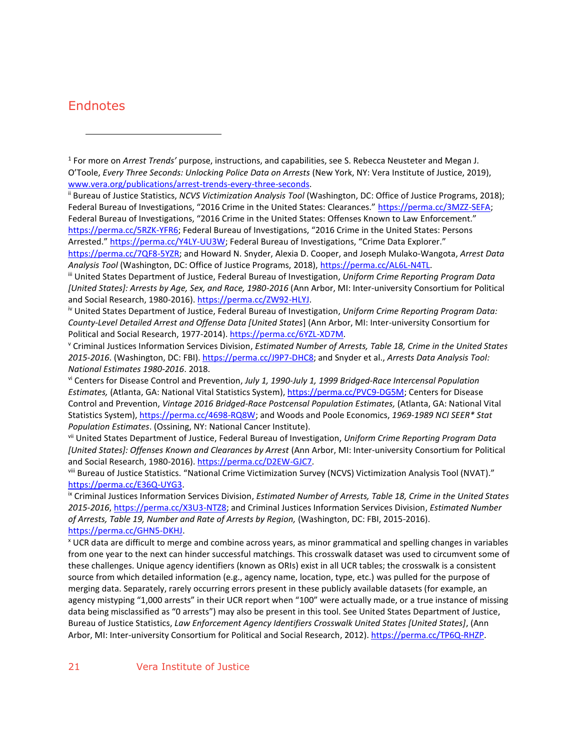## Endnotes

[1] For more on *Arrest Trends'* purpose, instructions, and capabilities, see S. Rebecca Neusteter and Megan J. O'Toole, *Every Three Seconds: Unlocking Police Data on Arrests* (New York, NY: Vera Institute of Justice, 2019), www.vera.org/publications/arrest-trends-every-three-seconds.

[ii] Bureau of Justice Statistics, *NCVS Victimization Analysis Tool* (Washington, DC: Office of Justice Programs, 2018); Federal Bureau of Investigations, "2016 Crime in the United States: Clearances." https://perma.cc/3MZZ-SEFA; Federal Bureau of Investigations, "2016 Crime in the United States: Offenses Known to Law Enforcement." https://perma.cc/5RZK-YFR6; Federal Bureau of Investigations, "2016 Crime in the United States: Persons Arrested." https://perma.cc/Y4LY-UU3W; Federal Bureau of Investigations, "Crime Data Explorer." https://perma.cc/7QF8-5YZR; and Howard N. Snyder, Alexia D. Cooper, and Joseph Mulako-Wangota, *Arrest Data Analysis Tool* (Washington, DC: Office of Justice Programs, 2018), https://perma.cc/AL6L-N4TL.

[iii] United States Department of Justice, Federal Bureau of Investigation, *Uniform Crime Reporting Program Data [United States]: Arrests by Age, Sex, and Race, 1980-2016* (Ann Arbor, MI: Inter-university Consortium for Political and Social Research, 1980-2016). https://perma.cc/ZW92-HLYJ.

[iv] United States Department of Justice, Federal Bureau of Investigation, *Uniform Crime Reporting Program Data: County-Level Detailed Arrest and Offense Data [United States*] (Ann Arbor, MI: Inter-university Consortium for Political and Social Research, 1977-2014). https://perma.cc/6YZL-XD7M.

[v] Criminal Justices Information Services Division, *Estimated Number of Arrests, Table 18, Crime in the United States 2015-2016*. (Washington, DC: FBI). https://perma.cc/J9P7-DHC8; and Snyder et al., *Arrests Data Analysis Tool: National Estimates 1980-2016*. 2018.

[vi] Centers for Disease Control and Prevention, *July 1, 1990-July 1, 1999 Bridged-Race Intercensal Population Estimates,* (Atlanta, GA: National Vital Statistics System), https://perma.cc/PVC9-DG5M; Centers for Disease Control and Prevention, *Vintage 2016 Bridged-Race Postcensal Population Estimates,* (Atlanta, GA: National Vital Statistics System), https://perma.cc/4698-RQ8W; and Woods and Poole Economics, *1969-1989 NCI SEER\* Stat Population Estimates*. (Ossining, NY: National Cancer Institute).

[vii] United States Department of Justice, Federal Bureau of Investigation, *Uniform Crime Reporting Program Data [United States]: Offenses Known and Clearances by Arrest* (Ann Arbor, MI: Inter-university Consortium for Political and Social Research, 1980-2016). https://perma.cc/D2EW-GJC7.

[viii] Bureau of Justice Statistics. "National Crime Victimization Survey (NCVS) Victimization Analysis Tool (NVAT)." https://perma.cc/E36Q-UYG3.

[ix] Criminal Justices Information Services Division, *Estimated Number of Arrests, Table 18, Crime in the United States 2015-2016*, https://perma.cc/X3U3-NTZ8; and Criminal Justices Information Services Division, *Estimated Number of Arrests, Table 19, Number and Rate of Arrests by Region,* (Washington, DC: FBI, 2015-2016). https://perma.cc/GHN5-DKHJ.

[x] UCR data are difficult to merge and combine across years, as minor grammatical and spelling changes in variables from one year to the next can hinder successful matchings. This crosswalk dataset was used to circumvent some of these challenges. Unique agency identifiers (known as ORIs) exist in all UCR tables; the crosswalk is a consistent source from which detailed information (e.g., agency name, location, type, etc.) was pulled for the purpose of merging data. Separately, rarely occurring errors present in these publicly available datasets (for example, an agency mistyping "1,000 arrests" in their UCR report when "100" were actually made, or a true instance of missing data being misclassified as "0 arrests") may also be present in this tool. See United States Department of Justice, Bureau of Justice Statistics, *Law Enforcement Agency Identifiers Crosswalk United States [United States]*, (Ann Arbor, MI: Inter-university Consortium for Political and Social Research, 2012). https://perma.cc/TP6Q-RHZP.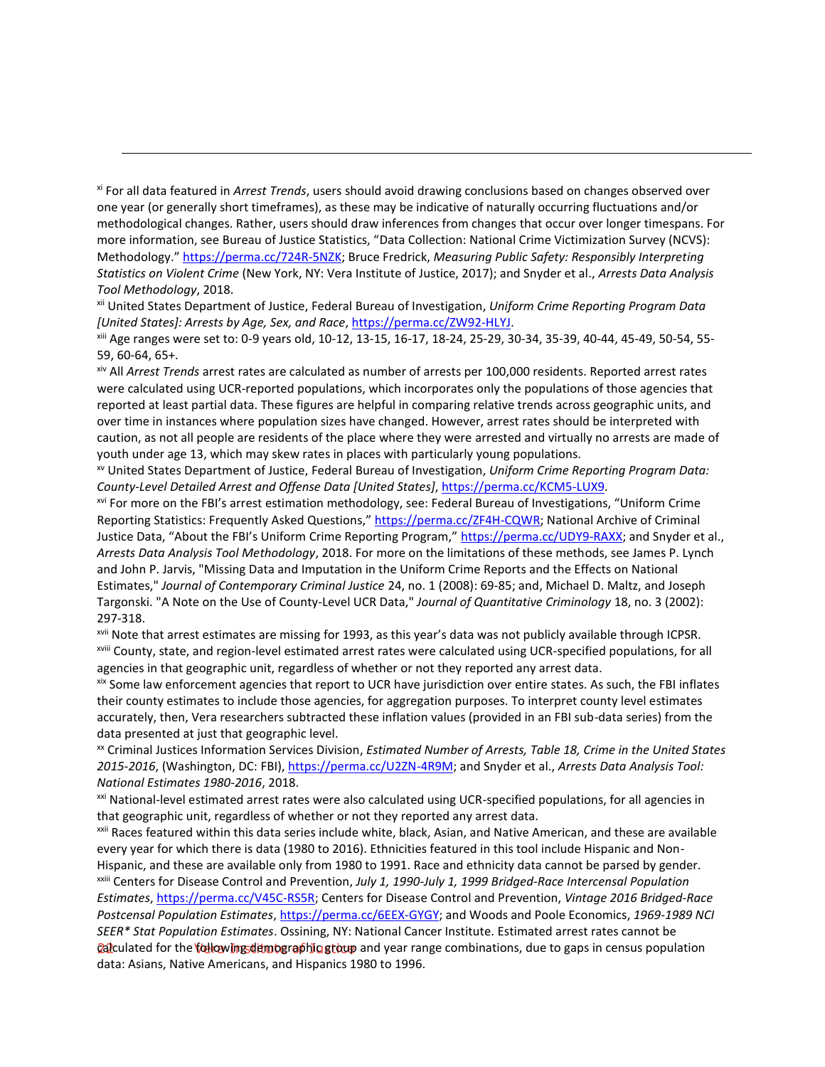[xi] For all data featured in *Arrest Trends*, users should avoid drawing conclusions based on changes observed over one year (or generally short timeframes), as these may be indicative of naturally occurring fluctuations and/or methodological changes. Rather, users should draw inferences from changes that occur over longer timespans. For more information, see Bureau of Justice Statistics, "Data Collection: National Crime Victimization Survey (NCVS): Methodology." https://perma.cc/724R-5NZK; Bruce Fredrick, *Measuring Public Safety: Responsibly Interpreting Statistics on Violent Crime* (New York, NY: Vera Institute of Justice, 2017); and Snyder et al., *Arrests Data Analysis Tool Methodology*, 2018.

[xii] United States Department of Justice, Federal Bureau of Investigation, *Uniform Crime Reporting Program Data [United States]: Arrests by Age, Sex, and Race*, https://perma.cc/ZW92-HLYJ.

[xiii] Age ranges were set to: 0-9 years old, 10-12, 13-15, 16-17, 18-24, 25-29, 30-34, 35-39, 40-44, 45-49, 50-54, 55-59, 60-64, 65+.

[xiv] All *Arrest Trends* arrest rates are calculated as number of arrests per 100,000 residents. Reported arrest rates were calculated using UCR-reported populations, which incorporates only the populations of those agencies that reported at least partial data. These figures are helpful in comparing relative trends across geographic units, and over time in instances where population sizes have changed. However, arrest rates should be interpreted with caution, as not all people are residents of the place where they were arrested and virtually no arrests are made of youth under age 13, which may skew rates in places with particularly young populations.

[xv] United States Department of Justice, Federal Bureau of Investigation, *Uniform Crime Reporting Program Data: County-Level Detailed Arrest and Offense Data [United States]*, https://perma.cc/KCM5-LUX9.

[xvi] For more on the FBI's arrest estimation methodology, see: Federal Bureau of Investigations, "Uniform Crime Reporting Statistics: Frequently Asked Questions," https://perma.cc/ZF4H-CQWR; National Archive of Criminal Justice Data, "About the FBI's Uniform Crime Reporting Program," https://perma.cc/UDY9-RAXX; and Snyder et al., *Arrests Data Analysis Tool Methodology*, 2018. For more on the limitations of these methods, see James P. Lynch and John P. Jarvis, "Missing Data and Imputation in the Uniform Crime Reports and the Effects on National Estimates," *Journal of Contemporary Criminal Justice* 24, no. 1 (2008): 69-85; and, Michael D. Maltz, and Joseph Targonski. "A Note on the Use of County-Level UCR Data," *Journal of Quantitative Criminology* 18, no. 3 (2002): 297-318.

[xvii] Note that arrest estimates are missing for 1993, as this year's data was not publicly available through ICPSR.

[xviii] County, state, and region-level estimated arrest rates were calculated using UCR-specified populations, for all agencies in that geographic unit, regardless of whether or not they reported any arrest data.

[xix] Some law enforcement agencies that report to UCR have jurisdiction over entire states. As such, the FBI inflates their county estimates to include those agencies, for aggregation purposes. To interpret county level estimates accurately, then, Vera researchers subtracted these inflation values (provided in an FBI sub-data series) from the data presented at just that geographic level.

[xx] Criminal Justices Information Services Division, *Estimated Number of Arrests, Table 18, Crime in the United States 2015-2016*, (Washington, DC: FBI), https://perma.cc/U2ZN-4R9M; and Snyder et al., *Arrests Data Analysis Tool: National Estimates 1980-2016*, 2018.

[xxi] National-level estimated arrest rates were also calculated using UCR-specified populations, for all agencies in that geographic unit, regardless of whether or not they reported any arrest data.

[xxii] Races featured within this data series include white, black, Asian, and Native American, and these are available every year for which there is data (1980 to 2016). Ethnicities featured in this tool include Hispanic and Non-Hispanic, and these are available only from 1980 to 1991. Race and ethnicity data cannot be parsed by gender.

[xxiii] Centers for Disease Control and Prevention, *July 1, 1990-July 1, 1999 Bridged-Race Intercensal Population Estimates*, https://perma.cc/V45C-RS5R; Centers for Disease Control and Prevention, *Vintage 2016 Bridged-Race Postcensal Population Estimates*, https://perma.cc/6EEX-GYGY; and Woods and Poole Economics, *1969-1989 NCI SEER\* Stat Population Estimates*. Ossining, NY: National Cancer Institute. Estimated arrest rates cannot be calculated for the following demographic group and year range combinations, due to gaps in census population data: Asians, Native Americans, and Hispanics 1980 to 1996.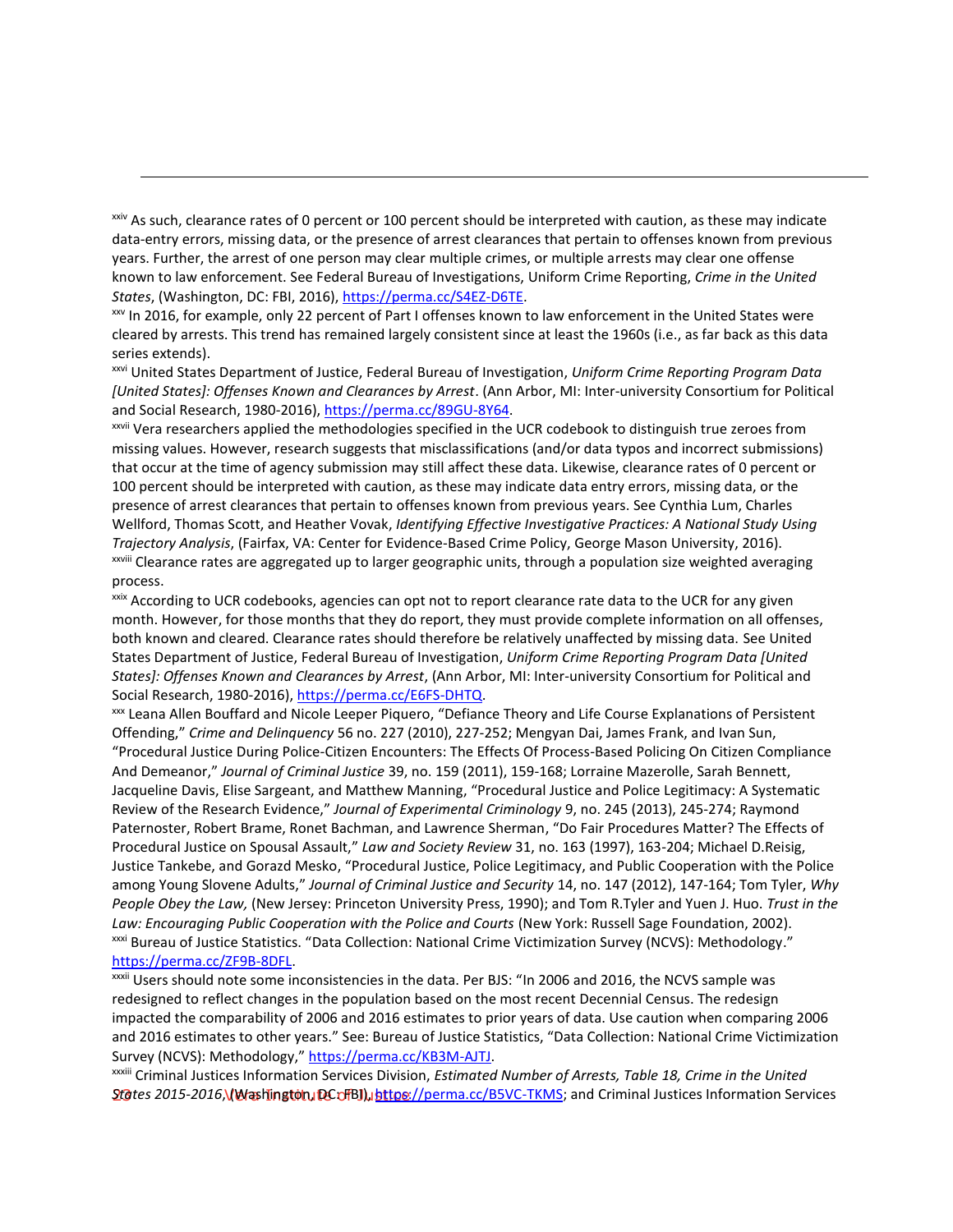[xxiv] As such, clearance rates of 0 percent or 100 percent should be interpreted with caution, as these may indicate data-entry errors, missing data, or the presence of arrest clearances that pertain to offenses known from previous years. Further, the arrest of one person may clear multiple crimes, or multiple arrests may clear one offense known to law enforcement. See Federal Bureau of Investigations, Uniform Crime Reporting, *Crime in the United States*, (Washington, DC: FBI, 2016), https://perma.cc/S4EZ-D6TE.

[xxv] In 2016, for example, only 22 percent of Part I offenses known to law enforcement in the United States were cleared by arrests. This trend has remained largely consistent since at least the 1960s (i.e., as far back as this data series extends).

[xxvi] United States Department of Justice, Federal Bureau of Investigation, *Uniform Crime Reporting Program Data [United States]: Offenses Known and Clearances by Arrest*. (Ann Arbor, MI: Inter-university Consortium for Political and Social Research, 1980-2016), https://perma.cc/89GU-8Y64.

[xxvii] Vera researchers applied the methodologies specified in the UCR codebook to distinguish true zeroes from missing values. However, research suggests that misclassifications (and/or data typos and incorrect submissions) that occur at the time of agency submission may still affect these data. Likewise, clearance rates of 0 percent or 100 percent should be interpreted with caution, as these may indicate data entry errors, missing data, or the presence of arrest clearances that pertain to offenses known from previous years. See Cynthia Lum, Charles Wellford, Thomas Scott, and Heather Vovak, *Identifying Effective Investigative Practices: A National Study Using Trajectory Analysis*, (Fairfax, VA: Center for Evidence-Based Crime Policy, George Mason University, 2016).

[xxviii] Clearance rates are aggregated up to larger geographic units, through a population size weighted averaging process.

[xxix] According to UCR codebooks, agencies can opt not to report clearance rate data to the UCR for any given month. However, for those months that they do report, they must provide complete information on all offenses, both known and cleared. Clearance rates should therefore be relatively unaffected by missing data. See United States Department of Justice, Federal Bureau of Investigation, *Uniform Crime Reporting Program Data [United States]: Offenses Known and Clearances by Arrest*, (Ann Arbor, MI: Inter-university Consortium for Political and Social Research, 1980-2016), https://perma.cc/E6FS-DHTQ.

[xxx] Leana Allen Bouffard and Nicole Leeper Piquero, "Defiance Theory and Life Course Explanations of Persistent Offending," *Crime and Delinquency* 56 no. 227 (2010), 227-252; Mengyan Dai, James Frank, and Ivan Sun, "Procedural Justice During Police-Citizen Encounters: The Effects Of Process-Based Policing On Citizen Compliance And Demeanor," *Journal of Criminal Justice* 39, no. 159 (2011), 159-168; Lorraine Mazerolle, Sarah Bennett, Jacqueline Davis, Elise Sargeant, and Matthew Manning, "Procedural Justice and Police Legitimacy: A Systematic Review of the Research Evidence," *Journal of Experimental Criminology* 9, no. 245 (2013), 245-274; Raymond Paternoster, Robert Brame, Ronet Bachman, and Lawrence Sherman, "Do Fair Procedures Matter? The Effects of Procedural Justice on Spousal Assault," *Law and Society Review* 31, no. 163 (1997), 163-204; Michael D.Reisig, Justice Tankebe, and Gorazd Mesko, "Procedural Justice, Police Legitimacy, and Public Cooperation with the Police among Young Slovene Adults," *Journal of Criminal Justice and Security* 14, no. 147 (2012), 147-164; Tom Tyler, *Why People Obey the Law,* (New Jersey: Princeton University Press, 1990); and Tom R.Tyler and Yuen J. Huo. *Trust in the Law: Encouraging Public Cooperation with the Police and Courts* (New York: Russell Sage Foundation, 2002).

[xxxi] Bureau of Justice Statistics. "Data Collection: National Crime Victimization Survey (NCVS): Methodology." https://perma.cc/ZF9B-8DFL.

[xxxii] Users should note some inconsistencies in the data. Per BJS: "In 2006 and 2016, the NCVS sample was redesigned to reflect changes in the population based on the most recent Decennial Census. The redesign impacted the comparability of 2006 and 2016 estimates to prior years of data. Use caution when comparing 2006 and 2016 estimates to other years." See: Bureau of Justice Statistics, "Data Collection: National Crime Victimization Survey (NCVS): Methodology," https://perma.cc/KB3M-AJTJ.

[xxxiii] Criminal Justices Information Services Division, *Estimated Number of Arrests, Table 18, Crime in the United States 2015-2016*, (Washington, DC: FBI), https://perma.cc/B5VC-TKMS; and Criminal Justices Information Services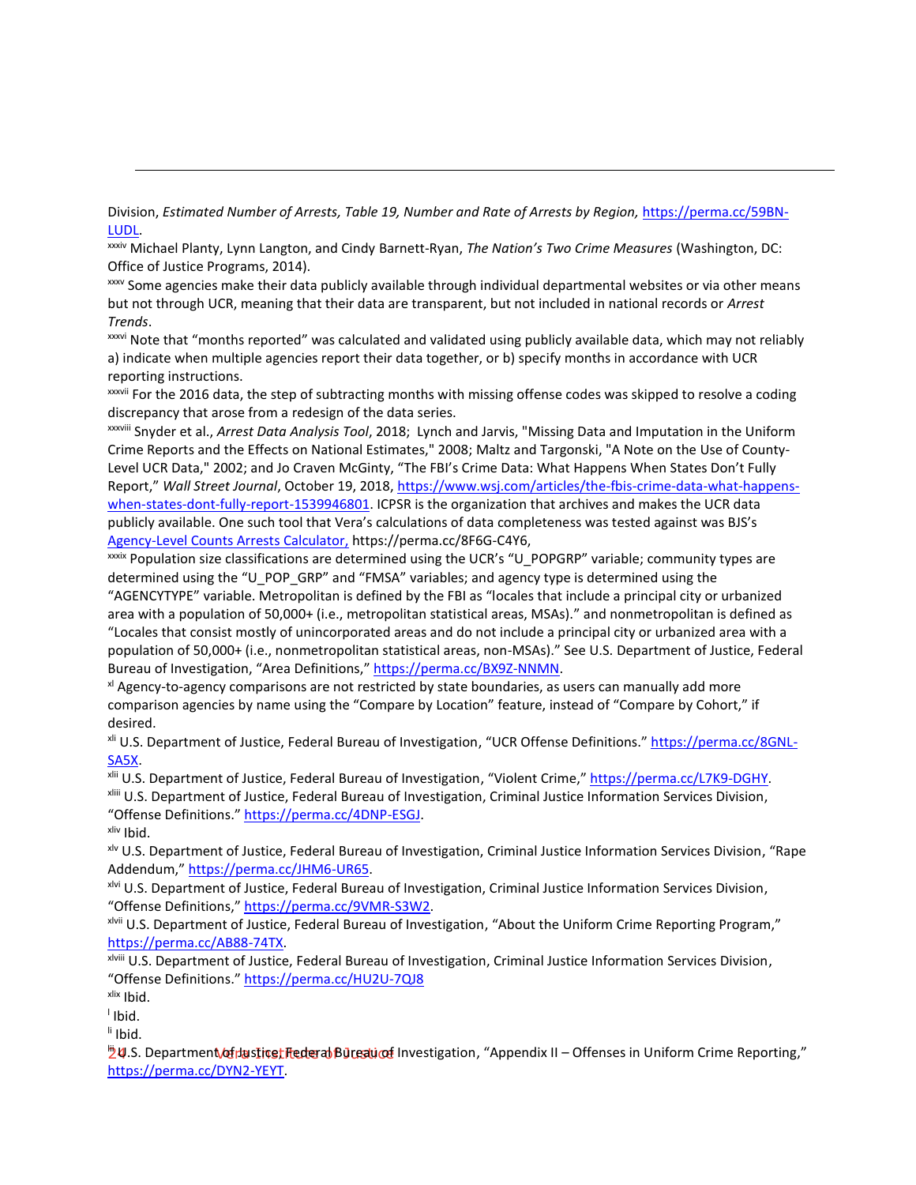Division, *Estimated Number of Arrests, Table 19, Number and Rate of Arrests by Region,* https://perma.cc/59BN-LUDL.

[xxxiv] Michael Planty, Lynn Langton, and Cindy Barnett-Ryan, *The Nation's Two Crime Measures* (Washington, DC: Office of Justice Programs, 2014).

[xxxv] Some agencies make their data publicly available through individual departmental websites or via other means but not through UCR, meaning that their data are transparent, but not included in national records or *Arrest Trends*.

[xxxvi] Note that "months reported" was calculated and validated using publicly available data, which may not reliably a) indicate when multiple agencies report their data together, or b) specify months in accordance with UCR reporting instructions.

[xxxvii] For the 2016 data, the step of subtracting months with missing offense codes was skipped to resolve a coding discrepancy that arose from a redesign of the data series.

[xxxviii] Snyder et al., *Arrest Data Analysis Tool*, 2018; Lynch and Jarvis, "Missing Data and Imputation in the Uniform Crime Reports and the Effects on National Estimates," 2008; Maltz and Targonski, "A Note on the Use of County-Level UCR Data," 2002; and Jo Craven McGinty, "The FBI's Crime Data: What Happens When States Don't Fully Report," *Wall Street Journal*, October 19, 2018, https://www.wsj.com/articles/the-fbis-crime-data-what-happens-when-states-dont-fully-report-1539946801. ICPSR is the organization that archives and makes the UCR data publicly available. One such tool that Vera's calculations of data completeness was tested against was BJS's Agency-Level Counts Arrests Calculator, https://perma.cc/8F6G-C4Y6,

[xxxix] Population size classifications are determined using the UCR's "U_POPGRP" variable; community types are determined using the "U_POP_GRP" and "FMSA" variables; and agency type is determined using the "AGENCYTYPE" variable. Metropolitan is defined by the FBI as "locales that include a principal city or urbanized area with a population of 50,000+ (i.e., metropolitan statistical areas, MSAs)." and nonmetropolitan is defined as "Locales that consist mostly of unincorporated areas and do not include a principal city or urbanized area with a population of 50,000+ (i.e., nonmetropolitan statistical areas, non-MSAs)." See U.S. Department of Justice, Federal Bureau of Investigation, "Area Definitions," https://perma.cc/BX9Z-NNMN.

[xl] Agency-to-agency comparisons are not restricted by state boundaries, as users can manually add more comparison agencies by name using the "Compare by Location" feature, instead of "Compare by Cohort," if desired.

[xli] U.S. Department of Justice, Federal Bureau of Investigation, "UCR Offense Definitions." https://perma.cc/8GNL-SA5X.

[xlii] U.S. Department of Justice, Federal Bureau of Investigation, "Violent Crime," https://perma.cc/L7K9-DGHY.

[xliii] U.S. Department of Justice, Federal Bureau of Investigation, Criminal Justice Information Services Division, "Offense Definitions." https://perma.cc/4DNP-ESGJ.

[xliv] Ibid.

[xlv] U.S. Department of Justice, Federal Bureau of Investigation, Criminal Justice Information Services Division, "Rape Addendum," https://perma.cc/JHM6-UR65.

[xlvi] U.S. Department of Justice, Federal Bureau of Investigation, Criminal Justice Information Services Division, "Offense Definitions," https://perma.cc/9VMR-S3W2.

[xlvii] U.S. Department of Justice, Federal Bureau of Investigation, "About the Uniform Crime Reporting Program," https://perma.cc/AB88-74TX.

[xlviii] U.S. Department of Justice, Federal Bureau of Investigation, Criminal Justice Information Services Division, "Offense Definitions." https://perma.cc/HU2U-7QJ8

[xlix] Ibid.

[l] Ibid.

[li] Ibid.

[lii] U.S. Department of Justice, Federal Bureau of Investigation, "Appendix II – Offenses in Uniform Crime Reporting," https://perma.cc/DYN2-YEYT.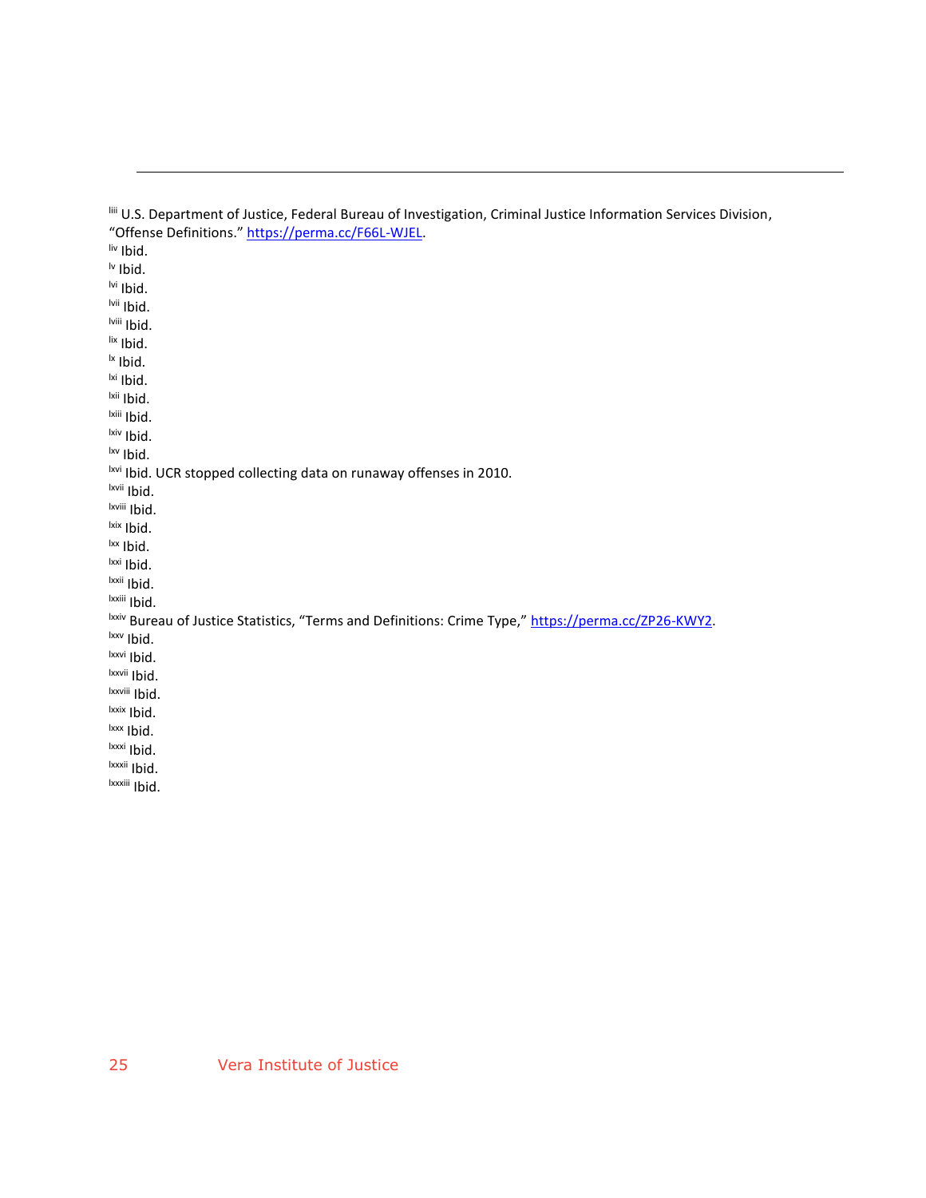[liii] U.S. Department of Justice, Federal Bureau of Investigation, Criminal Justice Information Services Division, “Offense Definitions.” https://perma.cc/F66L-WJEL.

[liv] Ibid.

[lv] Ibid.

[lvi] Ibid.

[lvii] Ibid.

[lviii] Ibid.

[lix] Ibid.

[lx] Ibid.

[lxi] Ibid.

[lxii] Ibid.

[lxiii] Ibid.

[lxiv] Ibid.

[lxv] Ibid.

[lxvi] Ibid. UCR stopped collecting data on runaway offenses in 2010.

[lxvii] Ibid.

[lxviii] Ibid.

[lxix] Ibid.

[lxx] Ibid.

[lxxi] Ibid.

[lxxii] Ibid.

[lxxiii] Ibid.

[lxxiv] Bureau of Justice Statistics, “Terms and Definitions: Crime Type,” https://perma.cc/ZP26-KWY2.

[lxxv] Ibid.

[lxxvi] Ibid.

[lxxvii] Ibid.

[lxxviii] Ibid.

[lxxix] Ibid.

[lxxx] Ibid.

[lxxxi] Ibid.

[lxxxii] Ibid.

[lxxxiii] Ibid.